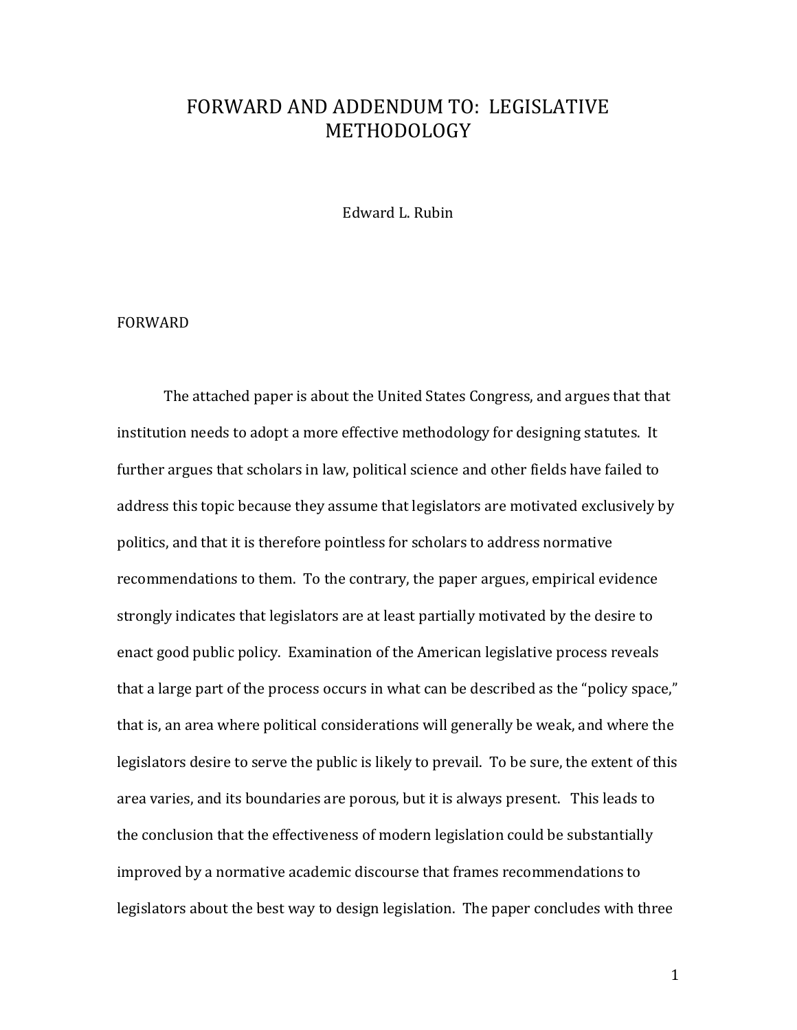# FORWARD AND ADDENDUM TO: LEGISLATIVE METHODOLOGY

Edward L. Rubin

## FORWARD

The attached paper is about the United States Congress, and argues that that institution needs to adopt a more effective methodology for designing statutes. It further argues that scholars in law, political science and other fields have failed to address this topic because they assume that legislators are motivated exclusively by politics, and that it is therefore pointless for scholars to address normative recommendations to them. To the contrary, the paper argues, empirical evidence strongly indicates that legislators are at least partially motivated by the desire to enact good public policy. Examination of the American legislative process reveals that a large part of the process occurs in what can be described as the "policy space," that is, an area where political considerations will generally be weak, and where the legislators desire to serve the public is likely to prevail. To be sure, the extent of this area varies, and its boundaries are porous, but it is always present. This leads to the conclusion that the effectiveness of modern legislation could be substantially improved by a normative academic discourse that frames recommendations to legislators about the best way to design legislation. The paper concludes with three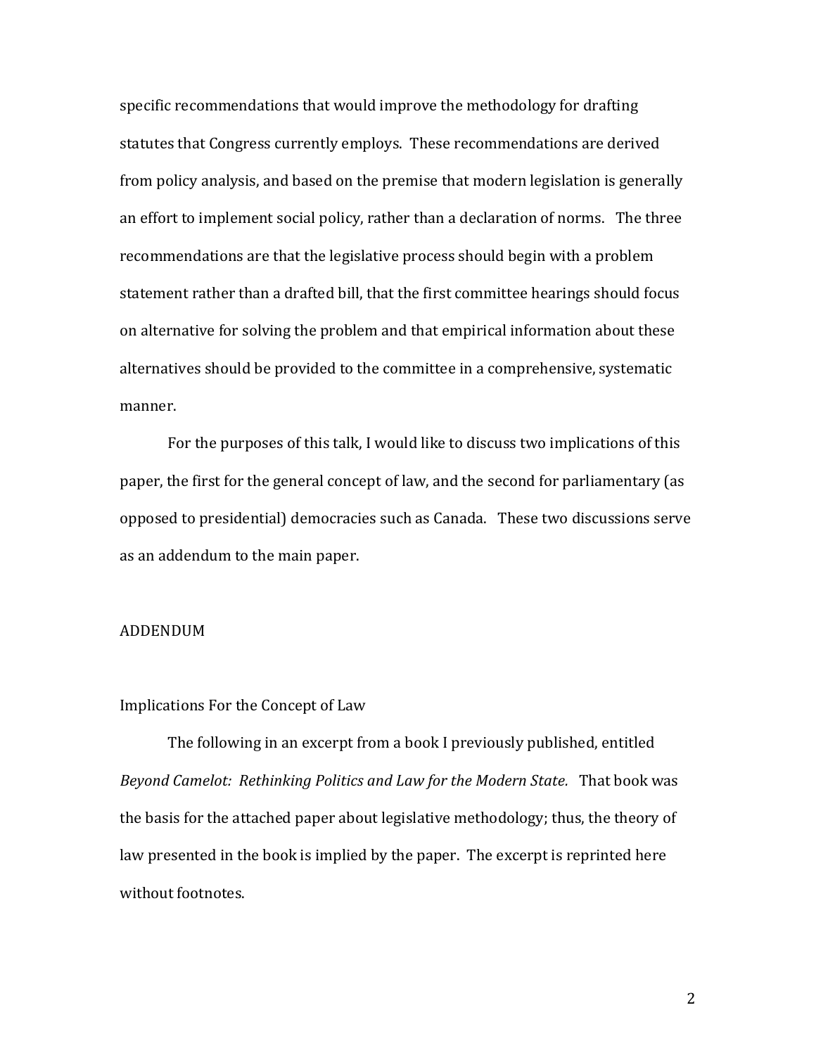specific recommendations that would improve the methodology for drafting statutes that Congress currently employs. These recommendations are derived from policy analysis, and based on the premise that modern legislation is generally an effort to implement social policy, rather than a declaration of norms. The three recommendations are that the legislative process should begin with a problem statement rather than a drafted bill, that the first committee hearings should focus on alternative for solving the problem and that empirical information about these alternatives should be provided to the committee in a comprehensive, systematic manner.

For the purposes of this talk, I would like to discuss two implications of this paper, the first for the general concept of law, and the second for parliamentary (as opposed to presidential) democracies such as Canada. These two discussions serve as an addendum to the main paper.

## ADDENDUM

### Implications For the Concept of Law

The following in an excerpt from a book I previously published, entitled *Beyond Camelot: Rethinking Politics and Law for the Modern State.* That book was the basis for the attached paper about legislative methodology; thus, the theory of law presented in the book is implied by the paper. The excerpt is reprinted here without footnotes.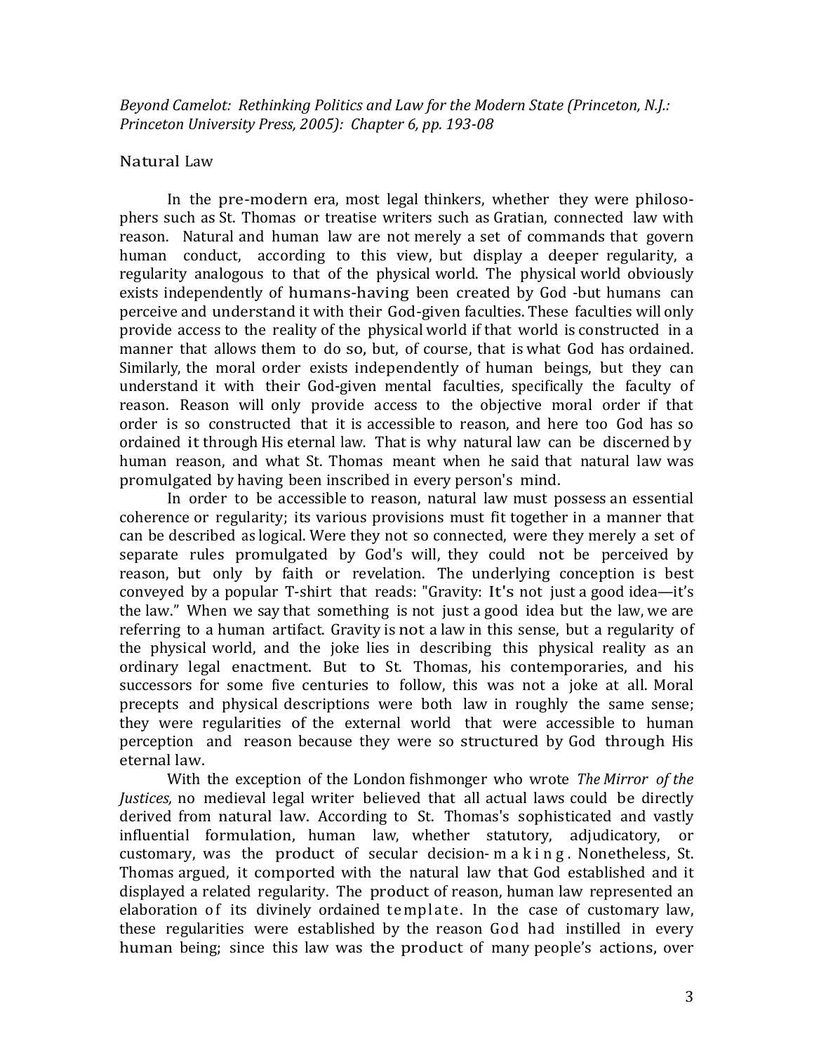*Beyond Camelot: Rethinking Politics and Law for the Modern State (Princeton, N.J.: Princeton University Press, 2005): Chapter 6, pp. 193-08*

## Natural Law

In the pre-modern era, most legal thinkers, whether they were philosophers such as St. Thomas or treatise writers such as Gratian, connected law with reason. Natural and human law are not merely a set of commands that govern human conduct, according to this view, but display a deeper regularity, a regularity analogous to that of the physical world. The physical world obviously exists independently of humans-having been created by God -but humans can perceive and understand it with their God-given faculties. These faculties will only provide access to the reality of the physical world if that world is constructed in a manner that allows them to do so, but, of course, that is what God has ordained. Similarly, the moral order exists independently of human beings, but they can understand it with their God-given mental faculties, specifically the faculty of reason. Reason will only provide access to the objective moral order if that order is so constructed that it is accessible to reason, and here too God has so ordained it through His eternal law. That is why natural law can be discerned by human reason, and what St. Thomas meant when he said that natural law was promulgated by having been inscribed in every person's mind.

In order to be accessible to reason, natural law must possess an essential coherence or regularity; its various provisions must fit together in a manner that can be described as logical. Were they not so connected, were they merely a set of separate rules promulgated by God's will, they could not be perceived by reason, but only by faith or revelation. The underlying conception is best conveyed by a popular T-shirt that reads: "Gravity: It's not just a good idea—it's the law." When we say that something is not just a good idea but the law, we are referring to a human artifact. Gravity is not a law in this sense, but a regularity of the physical world, and the joke lies in describing this physical reality as an ordinary legal enactment. But to St. Thomas, his contemporaries, and his successors for some five centuries to follow, this was not a joke at all. Moral precepts and physical descriptions were both law in roughly the same sense; they were regularities of the external world that were accessible to human perception and reason because they were so structured by God through His eternal law.

With the exception of the London fishmonger who wrote *The Mirror of the Justices,* no medieval legal writer believed that all actual laws could be directly derived from natural law. According to St. Thomas's sophisticated and vastly influential formulation, human law, whether statutory, adjudicatory, or customary, was the product of secular decision-making. Nonetheless, St. Thomas argued, it comported with the natural law that God established and it displayed a related regularity. The product of reason, human law represented an elaboration of its divinely ordained template. In the case of customary law, these regularities were established by the reason God had instilled in every human being; since this law was the product of many people's actions, over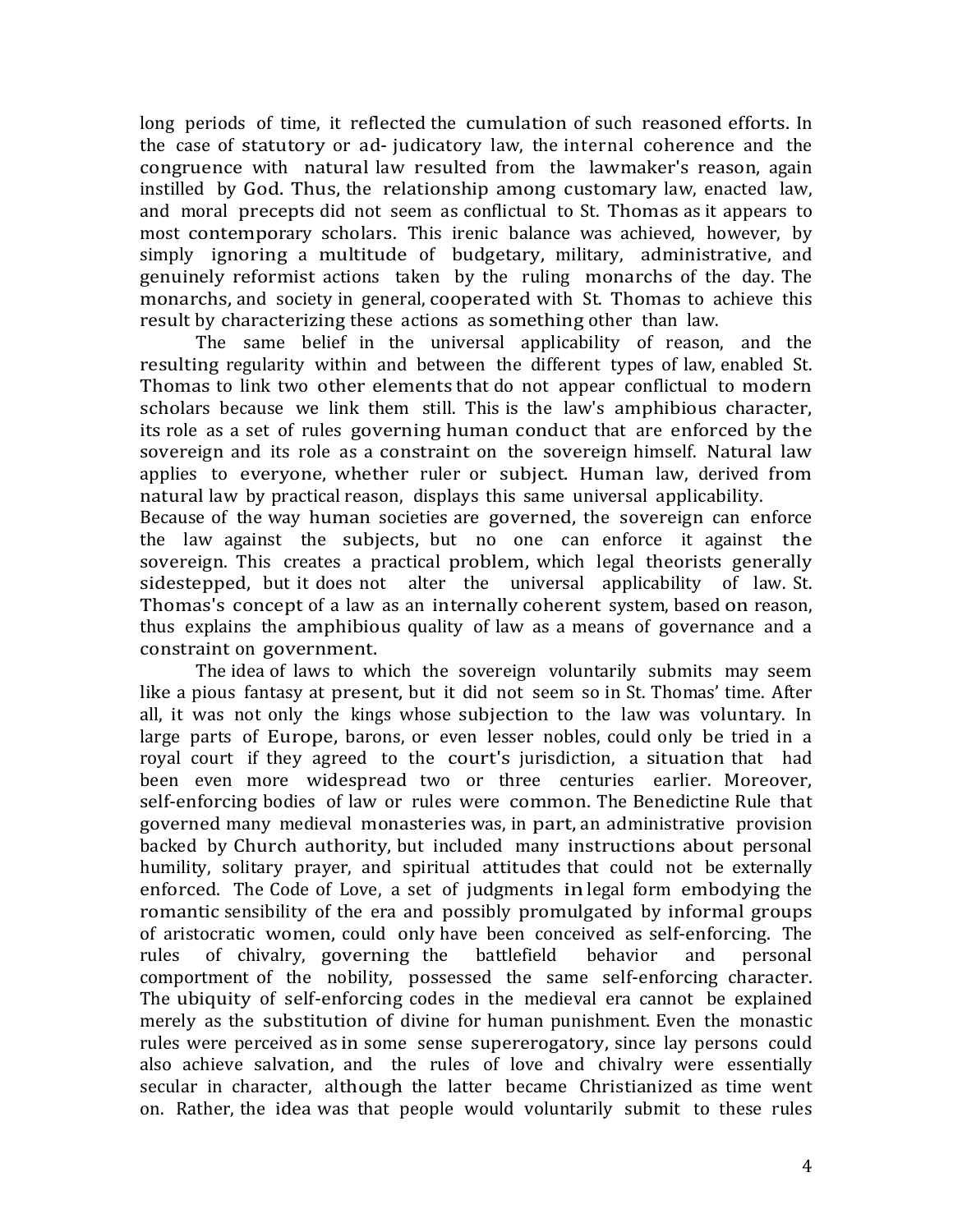long periods of time, it reflected the cumulation of such reasoned efforts. In the case of statutory or ad- judicatory law, the internal coherence and the congruence with natural law resulted from the lawmaker's reason, again instilled by God. Thus, the relationship among customary law, enacted law, and moral precepts did not seem as conflictual to St. Thomas as it appears to most contemporary scholars. This irenic balance was achieved, however, by simply ignoring a multitude of budgetary, military, administrative, and genuinely reformist actions taken by the ruling monarchs of the day. The monarchs, and society in general, cooperated with St. Thomas to achieve this result by characterizing these actions as something other than law.

The same belief in the universal applicability of reason, and the resulting regularity within and between the different types of law, enabled St. Thomas to link two other elements that do not appear conflictual to modern scholars because we link them still. This is the law's amphibious character, its role as a set of rules governing human conduct that are enforced by the sovereign and its role as a constraint on the sovereign himself. Natural law applies to everyone, whether ruler or subject. Human law, derived from natural law by practical reason, displays this same universal applicability.
Because of the way human societies are governed, the sovereign can enforce the law against the subjects, but no one can enforce it against the sovereign. This creates a practical problem, which legal theorists generally sidestepped, but it does not alter the universal applicability of law. St. Thomas's concept of a law as an internally coherent system, based on reason, thus explains the amphibious quality of law as a means of governance and a constraint on government.

The idea of laws to which the sovereign voluntarily submits may seem like a pious fantasy at present, but it did not seem so in St. Thomas' time. After all, it was not only the kings whose subjection to the law was voluntary. In large parts of Europe, barons, or even lesser nobles, could only be tried in a royal court if they agreed to the court's jurisdiction, a situation that had been even more widespread two or three centuries earlier. Moreover, self-enforcing bodies of law or rules were common. The Benedictine Rule that governed many medieval monasteries was, in part, an administrative provision backed by Church authority, but included many instructions about personal humility, solitary prayer, and spiritual attitudes that could not be externally enforced. The Code of Love, a set of judgments in legal form embodying the romantic sensibility of the era and possibly promulgated by informal groups of aristocratic women, could only have been conceived as self-enforcing. The rules of chivalry, governing the battlefield behavior and personal comportment of the nobility, possessed the same self-enforcing character. The ubiquity of self-enforcing codes in the medieval era cannot be explained merely as the substitution of divine for human punishment. Even the monastic rules were perceived as in some sense supererogatory, since lay persons could also achieve salvation, and the rules of love and chivalry were essentially secular in character, although the latter became Christianized as time went on. Rather, the idea was that people would voluntarily submit to these rules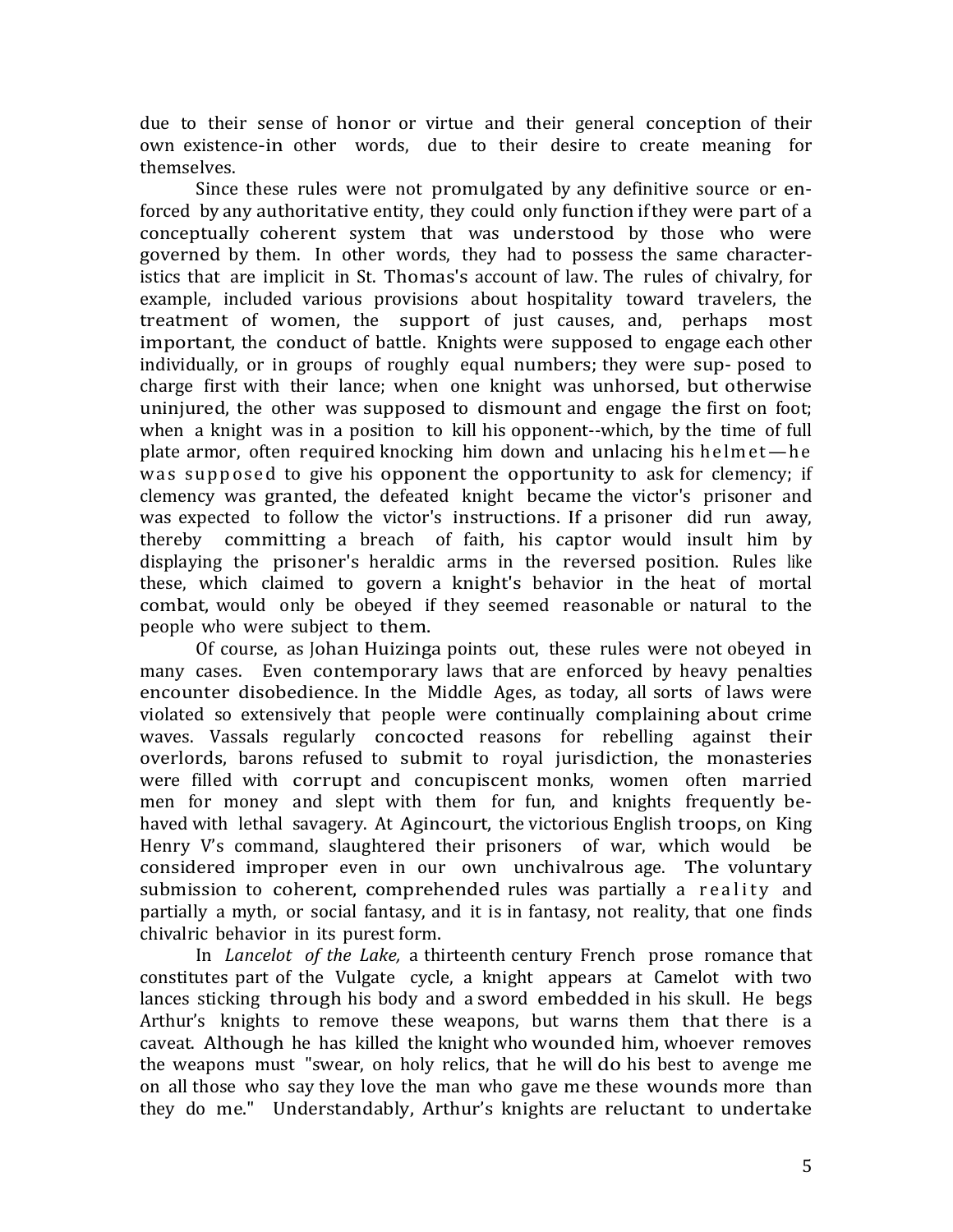due to their sense of honor or virtue and their general conception of their own existence-in other words, due to their desire to create meaning for themselves.

Since these rules were not promulgated by any definitive source or enforced by any authoritative entity, they could only function if they were part of a conceptually coherent system that was understood by those who were governed by them. In other words, they had to possess the same characteristics that are implicit in St. Thomas's account of law. The rules of chivalry, for example, included various provisions about hospitality toward travelers, the treatment of women, the support of just causes, and, perhaps most important, the conduct of battle. Knights were supposed to engage each other individually, or in groups of roughly equal numbers; they were supposed to charge first with their lance; when one knight was unhorsed, but otherwise uninjured, the other was supposed to dismount and engage the first on foot; when a knight was in a position to kill his opponent--which, by the time of full plate armor, often required knocking him down and unlacing his helmet—he was supposed to give his opponent the opportunity to ask for clemency; if clemency was granted, the defeated knight became the victor's prisoner and was expected to follow the victor's instructions. If a prisoner did run away, thereby committing a breach of faith, his captor would insult him by displaying the prisoner's heraldic arms in the reversed position. Rules like these, which claimed to govern a knight's behavior in the heat of mortal combat, would only be obeyed if they seemed reasonable or natural to the people who were subject to them.

Of course, as Johan Huizinga points out, these rules were not obeyed in many cases. Even contemporary laws that are enforced by heavy penalties encounter disobedience. In the Middle Ages, as today, all sorts of laws were violated so extensively that people were continually complaining about crime waves. Vassals regularly concocted reasons for rebelling against their overlords, barons refused to submit to royal jurisdiction, the monasteries were filled with corrupt and concupiscent monks, women often married men for money and slept with them for fun, and knights frequently behaved with lethal savagery. At Agincourt, the victorious English troops, on King Henry V's command, slaughtered their prisoners of war, which would be considered improper even in our own unchivalrous age. The voluntary submission to coherent, comprehended rules was partially a reality and partially a myth, or social fantasy, and it is in fantasy, not reality, that one finds chivalric behavior in its purest form.

In *Lancelot of the Lake,* a thirteenth century French prose romance that constitutes part of the Vulgate cycle, a knight appears at Camelot with two lances sticking through his body and a sword embedded in his skull. He begs Arthur's knights to remove these weapons, but warns them that there is a caveat. Although he has killed the knight who wounded him, whoever removes the weapons must "swear, on holy relics, that he will do his best to avenge me on all those who say they love the man who gave me these wounds more than they do me." Understandably, Arthur's knights are reluctant to undertake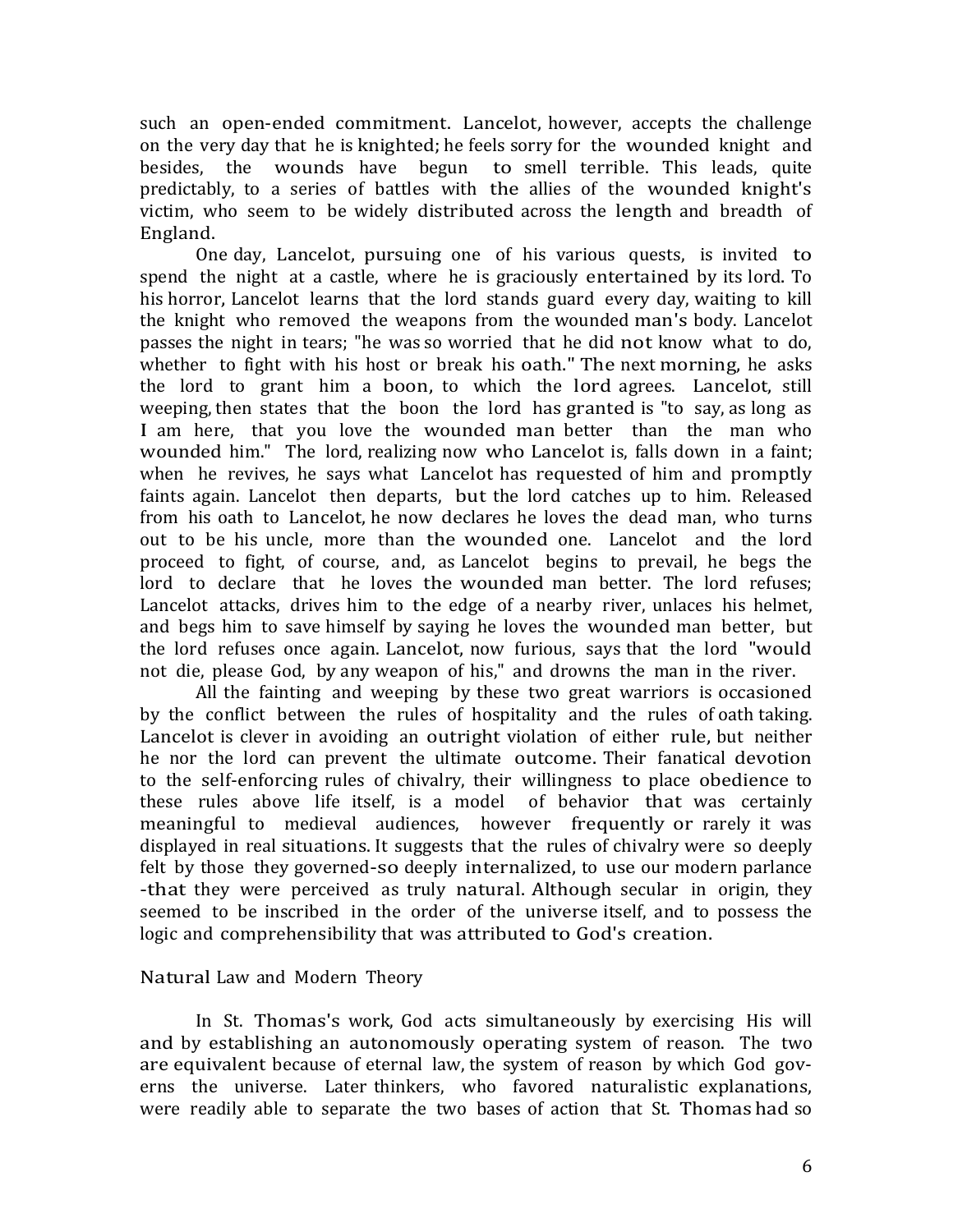such an open-ended commitment. Lancelot, however, accepts the challenge on the very day that he is knighted; he feels sorry for the wounded knight and besides, the wounds have begun to smell terrible. This leads, quite predictably, to a series of battles with the allies of the wounded knight's victim, who seem to be widely distributed across the length and breadth of England.

One day, Lancelot, pursuing one of his various quests, is invited to spend the night at a castle, where he is graciously entertained by its lord. To his horror, Lancelot learns that the lord stands guard every day, waiting to kill the knight who removed the weapons from the wounded man's body. Lancelot passes the night in tears; "he was so worried that he did not know what to do, whether to fight with his host or break his oath." The next morning, he asks the lord to grant him a boon, to which the lord agrees. Lancelot, still weeping, then states that the boon the lord has granted is "to say, as long as I am here, that you love the wounded man better than the man who wounded him." The lord, realizing now who Lancelot is, falls down in a faint; when he revives, he says what Lancelot has requested of him and promptly faints again. Lancelot then departs, but the lord catches up to him. Released from his oath to Lancelot, he now declares he loves the dead man, who turns out to be his uncle, more than the wounded one. Lancelot and the lord proceed to fight, of course, and, as Lancelot begins to prevail, he begs the lord to declare that he loves the wounded man better. The lord refuses; Lancelot attacks, drives him to the edge of a nearby river, unlaces his helmet, and begs him to save himself by saying he loves the wounded man better, but the lord refuses once again. Lancelot, now furious, says that the lord "would not die, please God, by any weapon of his," and drowns the man in the river.

All the fainting and weeping by these two great warriors is occasioned by the conflict between the rules of hospitality and the rules of oath taking. Lancelot is clever in avoiding an outright violation of either rule, but neither he nor the lord can prevent the ultimate outcome. Their fanatical devotion to the self-enforcing rules of chivalry, their willingness to place obedience to these rules above life itself, is a model of behavior that was certainly meaningful to medieval audiences, however frequently or rarely it was displayed in real situations. It suggests that the rules of chivalry were so deeply felt by those they governed-so deeply internalized, to use our modern parlance -that they were perceived as truly natural. Although secular in origin, they seemed to be inscribed in the order of the universe itself, and to possess the logic and comprehensibility that was attributed to God's creation.

## Natural Law and Modern Theory

In St. Thomas's work, God acts simultaneously by exercising His will and by establishing an autonomously operating system of reason. The two are equivalent because of eternal law, the system of reason by which God governs the universe. Later thinkers, who favored naturalistic explanations, were readily able to separate the two bases of action that St. Thomas had so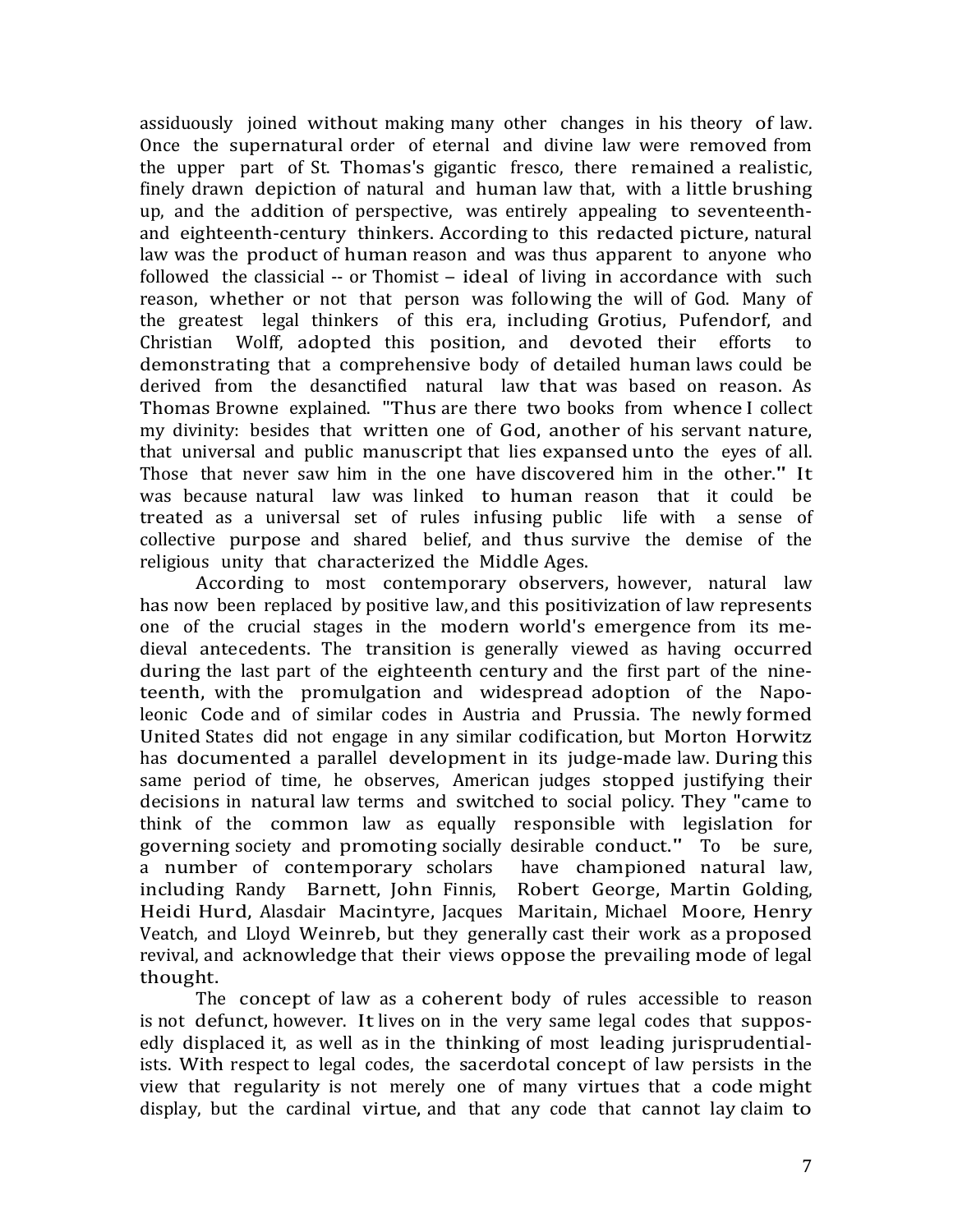assiduously joined without making many other changes in his theory of law. Once the supernatural order of eternal and divine law were removed from the upper part of St. Thomas's gigantic fresco, there remained a realistic, finely drawn depiction of natural and human law that, with a little brushing up, and the addition of perspective, was entirely appealing to seventeenth- and eighteenth-century thinkers. According to this redacted picture, natural law was the product of human reason and was thus apparent to anyone who followed the classicial -- or Thomist – ideal of living in accordance with such reason, whether or not that person was following the will of God. Many of the greatest legal thinkers of this era, including Grotius, Pufendorf, and Christian Wolff, adopted this position, and devoted their efforts to demonstrating that a comprehensive body of detailed human laws could be derived from the desanctified natural law that was based on reason. As Thomas Browne explained. "Thus are there two books from whence I collect my divinity: besides that written one of God, another of his servant nature, that universal and public manuscript that lies expansed unto the eyes of all. Those that never saw him in the one have discovered him in the other." It was because natural law was linked to human reason that it could be treated as a universal set of rules infusing public life with a sense of collective purpose and shared belief, and thus survive the demise of the religious unity that characterized the Middle Ages.

According to most contemporary observers, however, natural law has now been replaced by positive law, and this positivization of law represents one of the crucial stages in the modern world's emergence from its medieval antecedents. The transition is generally viewed as having occurred during the last part of the eighteenth century and the first part of the nineteenth, with the promulgation and widespread adoption of the Napoleonic Code and of similar codes in Austria and Prussia. The newly formed United States did not engage in any similar codification, but Morton Horwitz has documented a parallel development in its judge-made law. During this same period of time, he observes, American judges stopped justifying their decisions in natural law terms and switched to social policy. They "came to think of the common law as equally responsible with legislation for governing society and promoting socially desirable conduct." To be sure, a number of contemporary scholars have championed natural law, including Randy Barnett, John Finnis, Robert George, Martin Golding, Heidi Hurd, Alasdair Macintyre, Jacques Maritain, Michael Moore, Henry Veatch, and Lloyd Weinreb, but they generally cast their work as a proposed revival, and acknowledge that their views oppose the prevailing mode of legal thought.

The concept of law as a coherent body of rules accessible to reason is not defunct, however. It lives on in the very same legal codes that supposedly displaced it, as well as in the thinking of most leading jurisprudentialists. With respect to legal codes, the sacerdotal concept of law persists in the view that regularity is not merely one of many virtues that a code might display, but the cardinal virtue, and that any code that cannot lay claim to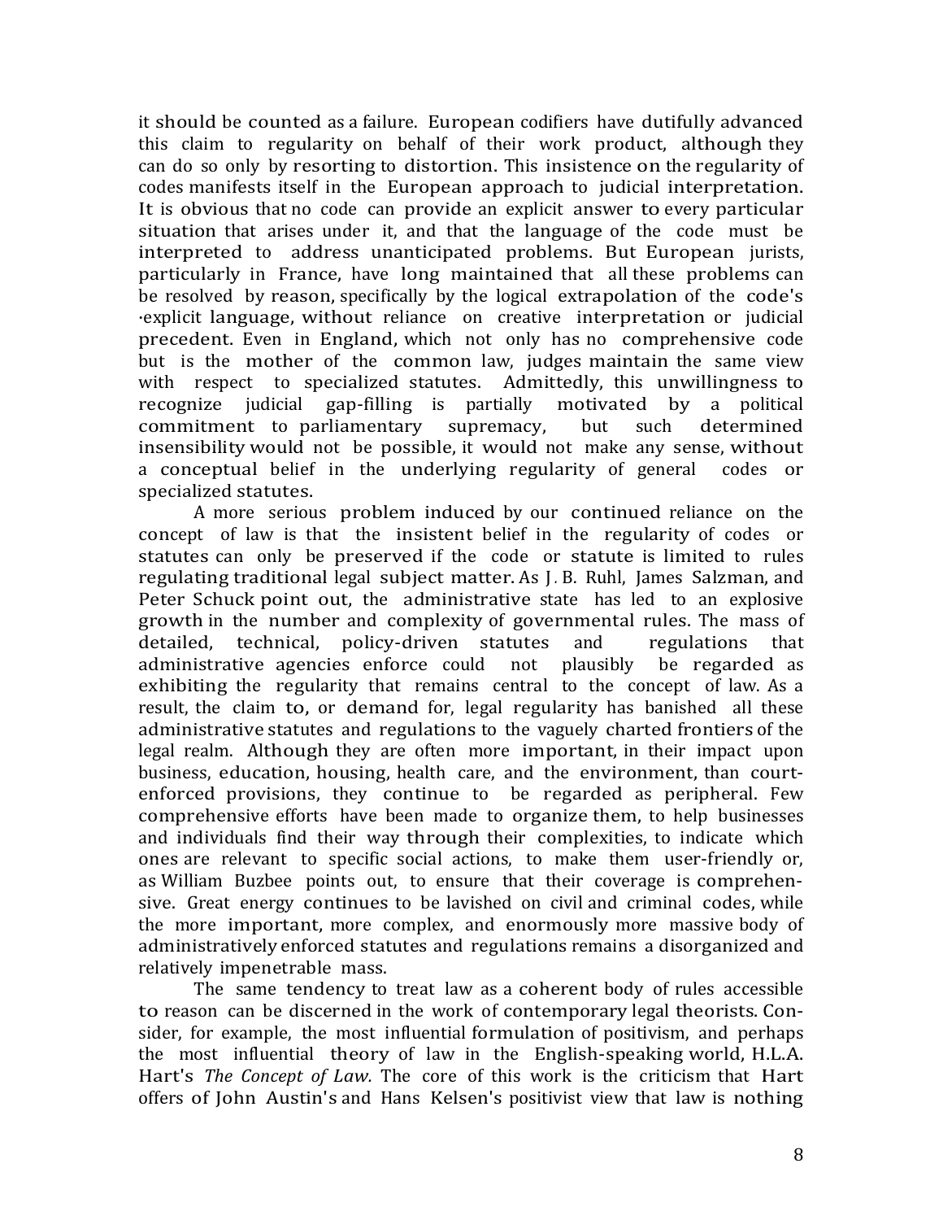it should be counted as a failure. European codifiers have dutifully advanced this claim to regularity on behalf of their work product, although they can do so only by resorting to distortion. This insistence on the regularity of codes manifests itself in the European approach to judicial interpretation. It is obvious that no code can provide an explicit answer to every particular situation that arises under it, and that the language of the code must be interpreted to address unanticipated problems. But European jurists, particularly in France, have long maintained that all these problems can be resolved by reason, specifically by the logical extrapolation of the code's ·explicit language, without reliance on creative interpretation or judicial precedent. Even in England, which not only has no comprehensive code but is the mother of the common law, judges maintain the same view with respect to specialized statutes. Admittedly, this unwillingness to recognize judicial gap-filling is partially motivated by a political commitment to parliamentary supremacy, but such determined insensibility would not be possible, it would not make any sense, without a conceptual belief in the underlying regularity of general codes or specialized statutes.

A more serious problem induced by our continued reliance on the concept of law is that the insistent belief in the regularity of codes or statutes can only be preserved if the code or statute is limited to rules regulating traditional legal subject matter. As J. B. Ruhl, James Salzman, and Peter Schuck point out, the administrative state has led to an explosive growth in the number and complexity of governmental rules. The mass of detailed, technical, policy-driven statutes and regulations that administrative agencies enforce could not plausibly be regarded as exhibiting the regularity that remains central to the concept of law. As a result, the claim to, or demand for, legal regularity has banished all these administrative statutes and regulations to the vaguely charted frontiers of the legal realm. Although they are often more important, in their impact upon business, education, housing, health care, and the environment, than court-enforced provisions, they continue to be regarded as peripheral. Few comprehensive efforts have been made to organize them, to help businesses and individuals find their way through their complexities, to indicate which ones are relevant to specific social actions, to make them user-friendly or, as William Buzbee points out, to ensure that their coverage is comprehensive. Great energy continues to be lavished on civil and criminal codes, while the more important, more complex, and enormously more massive body of administratively enforced statutes and regulations remains a disorganized and relatively impenetrable mass.

The same tendency to treat law as a coherent body of rules accessible to reason can be discerned in the work of contemporary legal theorists. Consider, for example, the most influential formulation of positivism, and perhaps the most influential theory of law in the English-speaking world, H.L.A. Hart's *The Concept of Law.* The core of this work is the criticism that Hart offers of John Austin's and Hans Kelsen's positivist view that law is nothing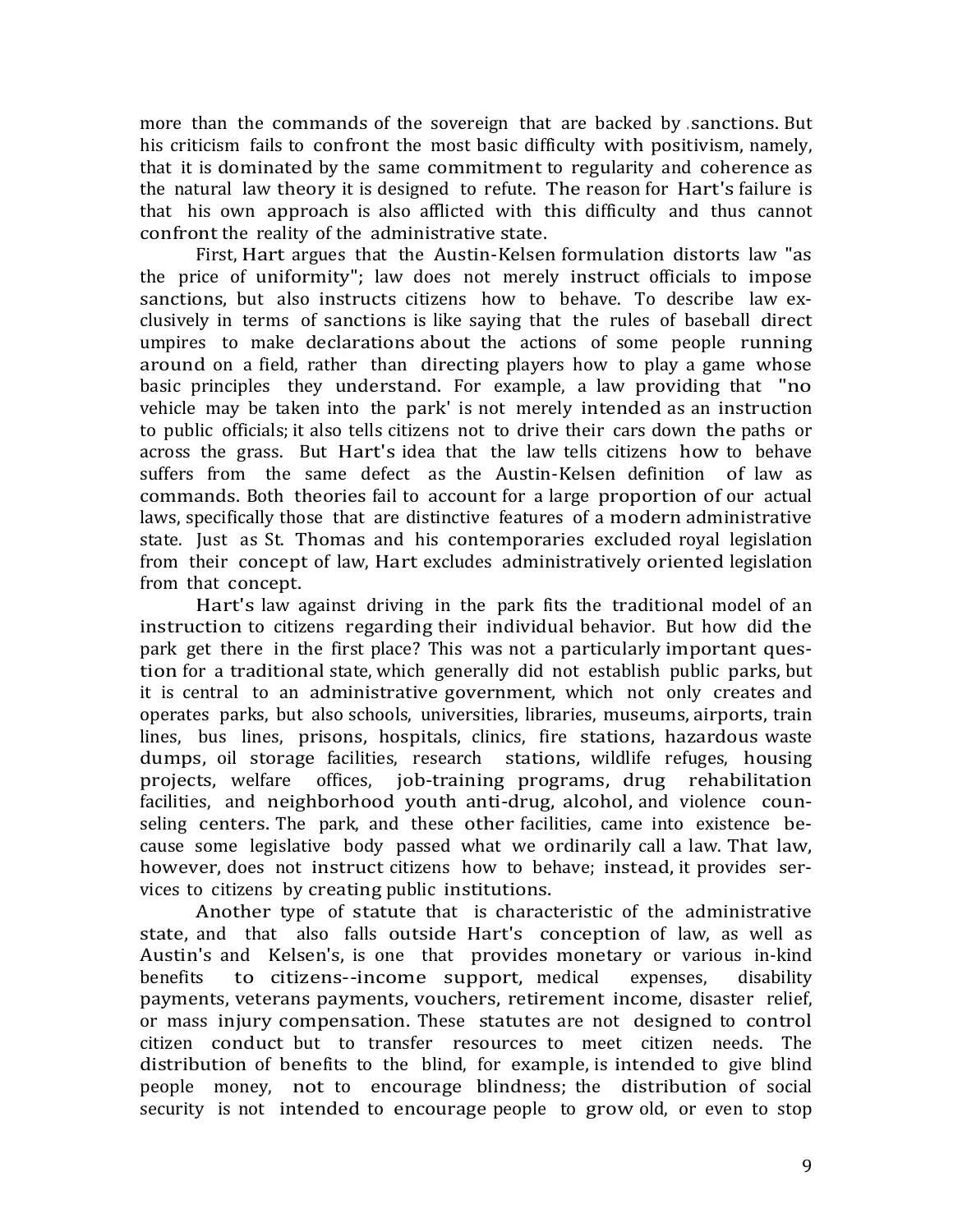more than the commands of the sovereign that are backed by sanctions. But his criticism fails to confront the most basic difficulty with positivism, namely, that it is dominated by the same commitment to regularity and coherence as the natural law theory it is designed to refute. The reason for Hart's failure is that his own approach is also afflicted with this difficulty and thus cannot confront the reality of the administrative state.

First, Hart argues that the Austin-Kelsen formulation distorts law "as the price of uniformity"; law does not merely instruct officials to impose sanctions, but also instructs citizens how to behave. To describe law exclusively in terms of sanctions is like saying that the rules of baseball direct umpires to make declarations about the actions of some people running around on a field, rather than directing players how to play a game whose basic principles they understand. For example, a law providing that "no vehicle may be taken into the park' is not merely intended as an instruction to public officials; it also tells citizens not to drive their cars down the paths or across the grass. But Hart's idea that the law tells citizens how to behave suffers from the same defect as the Austin-Kelsen definition of law as commands. Both theories fail to account for a large proportion of our actual laws, specifically those that are distinctive features of a modern administrative state. Just as St. Thomas and his contemporaries excluded royal legislation from their concept of law, Hart excludes administratively oriented legislation from that concept.

Hart's law against driving in the park fits the traditional model of an instruction to citizens regarding their individual behavior. But how did the park get there in the first place? This was not a particularly important question for a traditional state, which generally did not establish public parks, but it is central to an administrative government, which not only creates and operates parks, but also schools, universities, libraries, museums, airports, train lines, bus lines, prisons, hospitals, clinics, fire stations, hazardous waste dumps, oil storage facilities, research stations, wildlife refuges, housing projects, welfare offices, job-training programs, drug rehabilitation facilities, and neighborhood youth anti-drug, alcohol, and violence counseling centers. The park, and these other facilities, came into existence because some legislative body passed what we ordinarily call a law. That law, however, does not instruct citizens how to behave; instead, it provides services to citizens by creating public institutions.

Another type of statute that is characteristic of the administrative state, and that also falls outside Hart's conception of law, as well as Austin's and Kelsen's, is one that provides monetary or various in-kind benefits to citizens--income support, medical expenses, disability payments, veterans payments, vouchers, retirement income, disaster relief, or mass injury compensation. These statutes are not designed to control citizen conduct but to transfer resources to meet citizen needs. The distribution of benefits to the blind, for example, is intended to give blind people money, not to encourage blindness; the distribution of social security is not intended to encourage people to grow old, or even to stop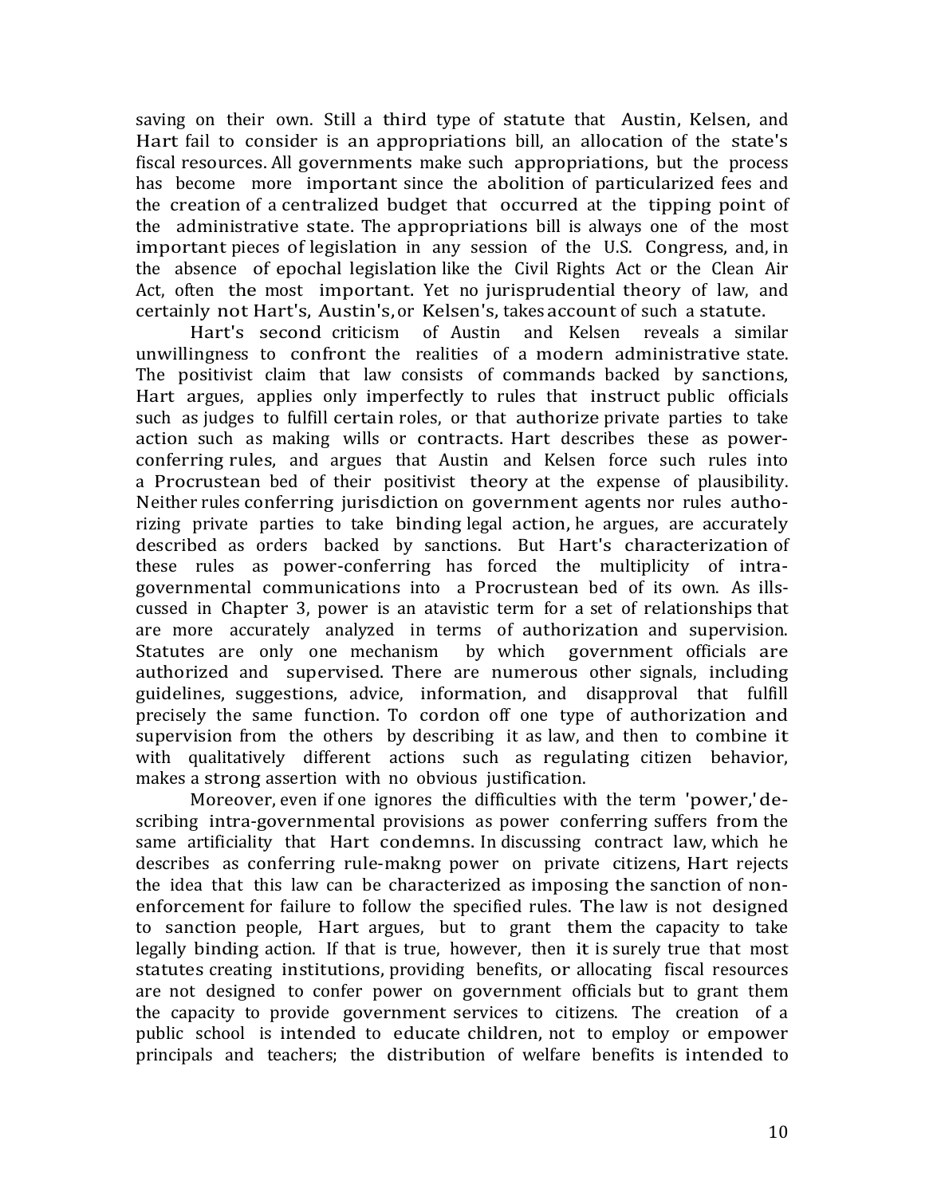saving on their own. Still a third type of statute that Austin, Kelsen, and Hart fail to consider is an appropriations bill, an allocation of the state's fiscal resources. All governments make such appropriations, but the process has become more important since the abolition of particularized fees and the creation of a centralized budget that occurred at the tipping point of the administrative state. The appropriations bill is always one of the most important pieces of legislation in any session of the U.S. Congress, and, in the absence of epochal legislation like the Civil Rights Act or the Clean Air Act, often the most important. Yet no jurisprudential theory of law, and certainly not Hart's, Austin's, or Kelsen's, takes account of such a statute.

Hart's second criticism of Austin and Kelsen reveals a similar unwillingness to confront the realities of a modern administrative state. The positivist claim that law consists of commands backed by sanctions, Hart argues, applies only imperfectly to rules that instruct public officials such as judges to fulfill certain roles, or that authorize private parties to take action such as making wills or contracts. Hart describes these as power-conferring rules, and argues that Austin and Kelsen force such rules into a Procrustean bed of their positivist theory at the expense of plausibility. Neither rules conferring jurisdiction on government agents nor rules authorizing private parties to take binding legal action, he argues, are accurately described as orders backed by sanctions. But Hart's characterization of these rules as power-conferring has forced the multiplicity of intra-governmental communications into a Procrustean bed of its own. As illscussed in Chapter 3, power is an atavistic term for a set of relationships that are more accurately analyzed in terms of authorization and supervision. Statutes are only one mechanism by which government officials are authorized and supervised. There are numerous other signals, including guidelines, suggestions, advice, information, and disapproval that fulfill precisely the same function. To cordon off one type of authorization and supervision from the others by describing it as law, and then to combine it with qualitatively different actions such as regulating citizen behavior, makes a strong assertion with no obvious justification.

Moreover, even if one ignores the difficulties with the term 'power,' describing intra-governmental provisions as power conferring suffers from the same artificiality that Hart condemns. In discussing contract law, which he describes as conferring rule-makng power on private citizens, Hart rejects the idea that this law can be characterized as imposing the sanction of non-enforcement for failure to follow the specified rules. The law is not designed to sanction people, Hart argues, but to grant them the capacity to take legally binding action. If that is true, however, then it is surely true that most statutes creating institutions, providing benefits, or allocating fiscal resources are not designed to confer power on government officials but to grant them the capacity to provide government services to citizens. The creation of a public school is intended to educate children, not to employ or empower principals and teachers; the distribution of welfare benefits is intended to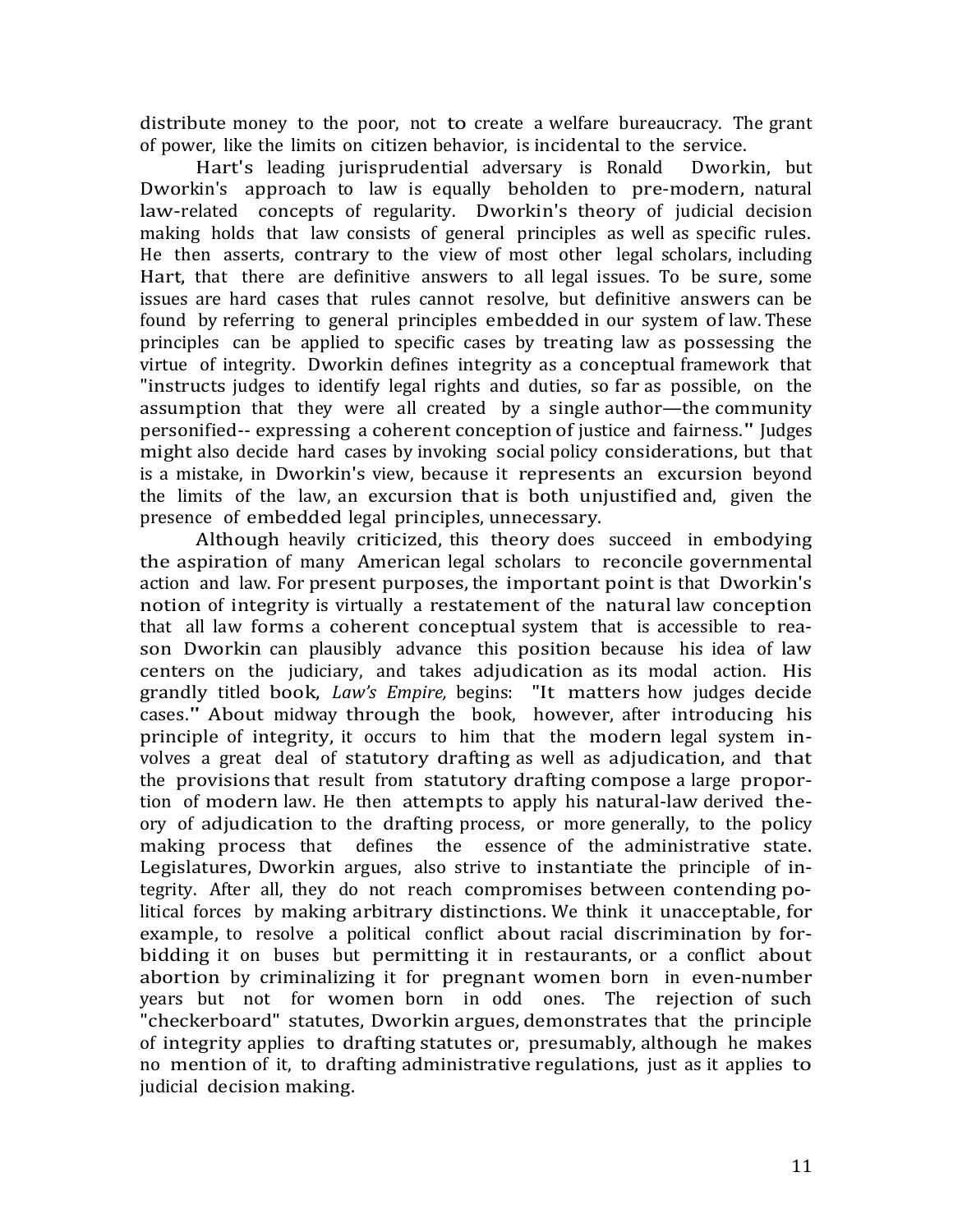distribute money to the poor, not to create a welfare bureaucracy. The grant of power, like the limits on citizen behavior, is incidental to the service.

Hart's leading jurisprudential adversary is Ronald Dworkin, but Dworkin's approach to law is equally beholden to pre-modern, natural law-related concepts of regularity. Dworkin's theory of judicial decision making holds that law consists of general principles as well as specific rules. He then asserts, contrary to the view of most other legal scholars, including Hart, that there are definitive answers to all legal issues. To be sure, some issues are hard cases that rules cannot resolve, but definitive answers can be found by referring to general principles embedded in our system of law. These principles can be applied to specific cases by treating law as possessing the virtue of integrity. Dworkin defines integrity as a conceptual framework that "instructs judges to identify legal rights and duties, so far as possible, on the assumption that they were all created by a single author—the community personified-- expressing a coherent conception of justice and fairness." Judges might also decide hard cases by invoking social policy considerations, but that is a mistake, in Dworkin's view, because it represents an excursion beyond the limits of the law, an excursion that is both unjustified and, given the presence of embedded legal principles, unnecessary.

Although heavily criticized, this theory does succeed in embodying the aspiration of many American legal scholars to reconcile governmental action and law. For present purposes, the important point is that Dworkin's notion of integrity is virtually a restatement of the natural law conception that all law forms a coherent conceptual system that is accessible to reason Dworkin can plausibly advance this position because his idea of law centers on the judiciary, and takes adjudication as its modal action. His grandly titled book, *Law's Empire,* begins: "It matters how judges decide cases." About midway through the book, however, after introducing his principle of integrity, it occurs to him that the modern legal system involves a great deal of statutory drafting as well as adjudication, and that the provisions that result from statutory drafting compose a large proportion of modern law. He then attempts to apply his natural-law derived theory of adjudication to the drafting process, or more generally, to the policy making process that defines the essence of the administrative state. Legislatures, Dworkin argues, also strive to instantiate the principle of integrity. After all, they do not reach compromises between contending political forces by making arbitrary distinctions. We think it unacceptable, for example, to resolve a political conflict about racial discrimination by forbidding it on buses but permitting it in restaurants, or a conflict about abortion by criminalizing it for pregnant women born in even-number years but not for women born in odd ones. The rejection of such "checkerboard" statutes, Dworkin argues, demonstrates that the principle of integrity applies to drafting statutes or, presumably, although he makes no mention of it, to drafting administrative regulations, just as it applies to judicial decision making.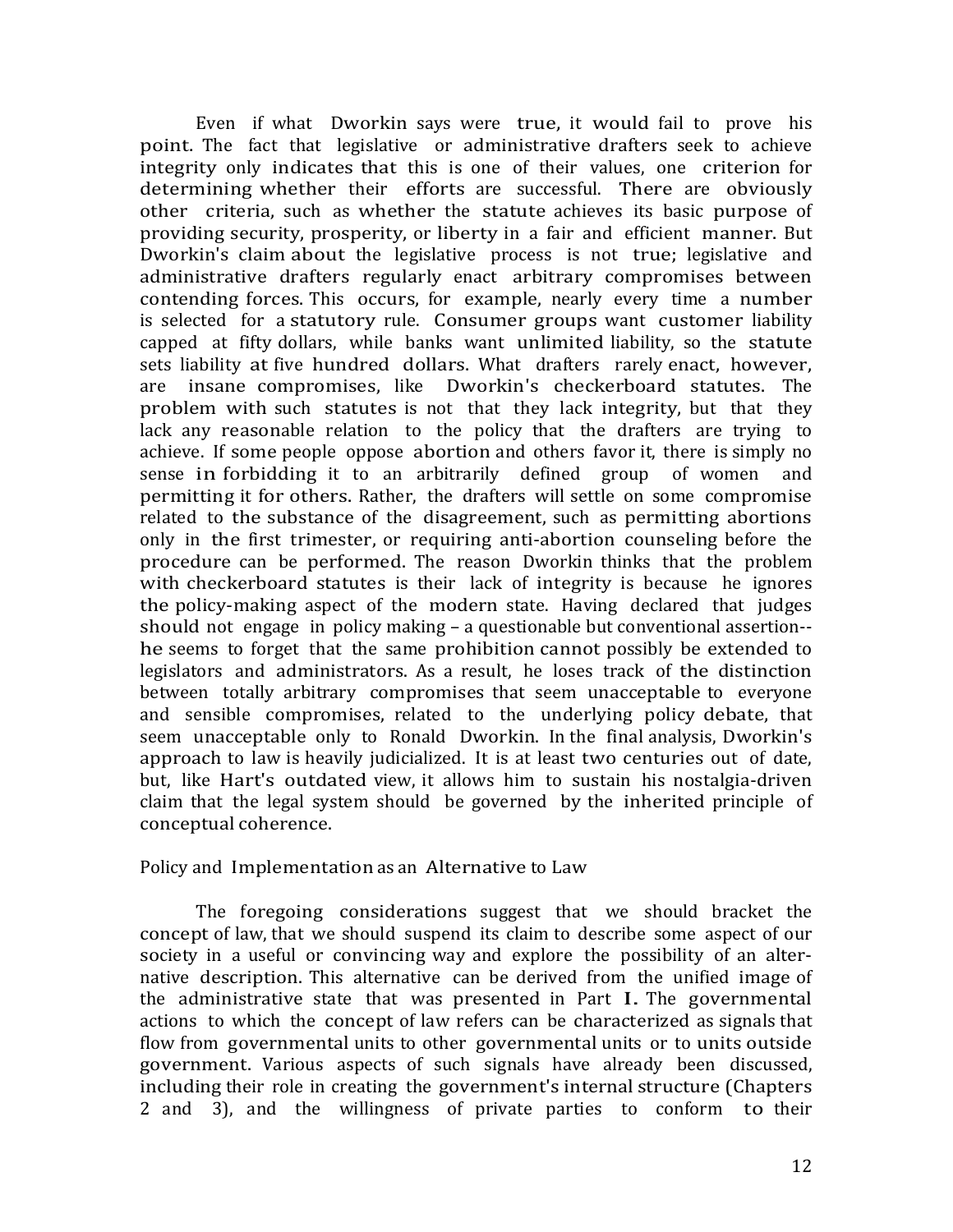Even if what Dworkin says were true, it would fail to prove his point. The fact that legislative or administrative drafters seek to achieve integrity only indicates that this is one of their values, one criterion for determining whether their efforts are successful. There are obviously other criteria, such as whether the statute achieves its basic purpose of providing security, prosperity, or liberty in a fair and efficient manner. But Dworkin's claim about the legislative process is not true; legislative and administrative drafters regularly enact arbitrary compromises between contending forces. This occurs, for example, nearly every time a number is selected for a statutory rule. Consumer groups want customer liability capped at fifty dollars, while banks want unlimited liability, so the statute sets liability at five hundred dollars. What drafters rarely enact, however, are insane compromises, like Dworkin's checkerboard statutes. The problem with such statutes is not that they lack integrity, but that they lack any reasonable relation to the policy that the drafters are trying to achieve. If some people oppose abortion and others favor it, there is simply no sense in forbidding it to an arbitrarily defined group of women and permitting it for others. Rather, the drafters will settle on some compromise related to the substance of the disagreement, such as permitting abortions only in the first trimester, or requiring anti-abortion counseling before the procedure can be performed. The reason Dworkin thinks that the problem with checkerboard statutes is their lack of integrity is because he ignores the policy-making aspect of the modern state. Having declared that judges should not engage in policy making – a questionable but conventional assertion-- he seems to forget that the same prohibition cannot possibly be extended to legislators and administrators. As a result, he loses track of the distinction between totally arbitrary compromises that seem unacceptable to everyone and sensible compromises, related to the underlying policy debate, that seem unacceptable only to Ronald Dworkin. In the final analysis, Dworkin's approach to law is heavily judicialized. It is at least two centuries out of date, but, like Hart's outdated view, it allows him to sustain his nostalgia-driven claim that the legal system should be governed by the inherited principle of conceptual coherence.

## Policy and Implementation as an Alternative to Law

The foregoing considerations suggest that we should bracket the concept of law, that we should suspend its claim to describe some aspect of our society in a useful or convincing way and explore the possibility of an alternative description. This alternative can be derived from the unified image of the administrative state that was presented in Part I. The governmental actions to which the concept of law refers can be characterized as signals that flow from governmental units to other governmental units or to units outside government. Various aspects of such signals have already been discussed, including their role in creating the government's internal structure (Chapters 2 and 3), and the willingness of private parties to conform to their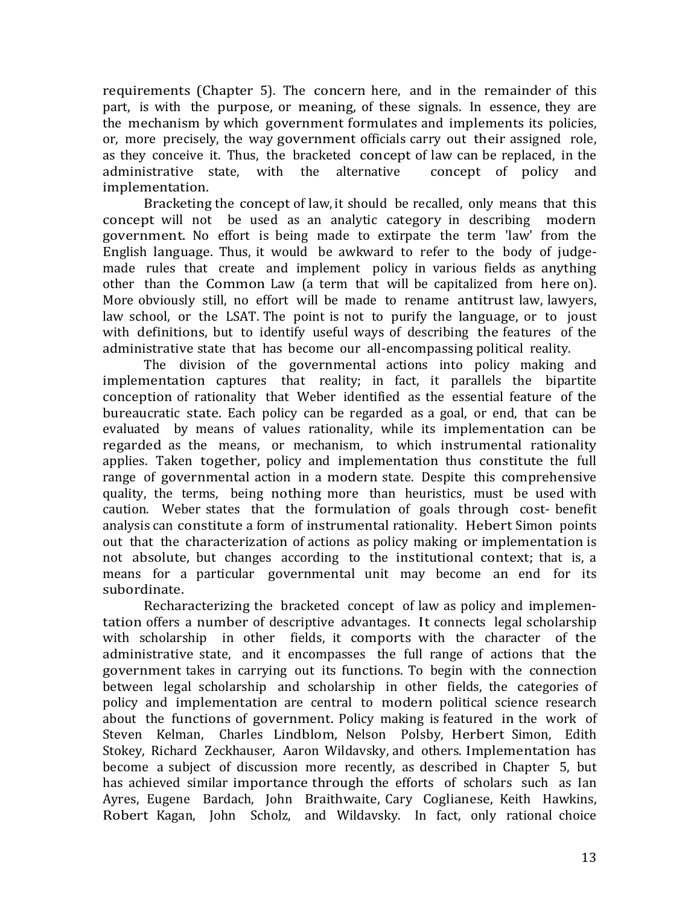requirements (Chapter 5). The concern here, and in the remainder of this part, is with the purpose, or meaning, of these signals. In essence, they are the mechanism by which government formulates and implements its policies, or, more precisely, the way government officials carry out their assigned role, as they conceive it. Thus, the bracketed concept of law can be replaced, in the administrative state, with the alternative concept of policy and implementation.

Bracketing the concept of law, it should be recalled, only means that this concept will not be used as an analytic category in describing modern government. No effort is being made to extirpate the term 'law' from the English language. Thus, it would be awkward to refer to the body of judge-made rules that create and implement policy in various fields as anything other than the Common Law (a term that will be capitalized from here on). More obviously still, no effort will be made to rename antitrust law, lawyers, law school, or the LSAT. The point is not to purify the language, or to joust with definitions, but to identify useful ways of describing the features of the administrative state that has become our all-encompassing political reality.

The division of the governmental actions into policy making and implementation captures that reality; in fact, it parallels the bipartite conception of rationality that Weber identified as the essential feature of the bureaucratic state. Each policy can be regarded as a goal, or end, that can be evaluated by means of values rationality, while its implementation can be regarded as the means, or mechanism, to which instrumental rationality applies. Taken together, policy and implementation thus constitute the full range of governmental action in a modern state. Despite this comprehensive quality, the terms, being nothing more than heuristics, must be used with caution. Weber states that the formulation of goals through cost- benefit analysis can constitute a form of instrumental rationality. Hebert Simon points out that the characterization of actions as policy making or implementation is not absolute, but changes according to the institutional context; that is, a means for a particular governmental unit may become an end for its subordinate.

Recharacterizing the bracketed concept of law as policy and implementation offers a number of descriptive advantages. It connects legal scholarship with scholarship in other fields, it comports with the character of the administrative state, and it encompasses the full range of actions that the government takes in carrying out its functions. To begin with the connection between legal scholarship and scholarship in other fields, the categories of policy and implementation are central to modern political science research about the functions of government. Policy making is featured in the work of Steven Kelman, Charles Lindblom, Nelson Polsby, Herbert Simon, Edith Stokey, Richard Zeckhauser, Aaron Wildavsky, and others. Implementation has become a subject of discussion more recently, as described in Chapter 5, but has achieved similar importance through the efforts of scholars such as Ian Ayres, Eugene Bardach, John Braithwaite, Cary Coglianese, Keith Hawkins, Robert Kagan, John Scholz, and Wildavsky. In fact, only rational choice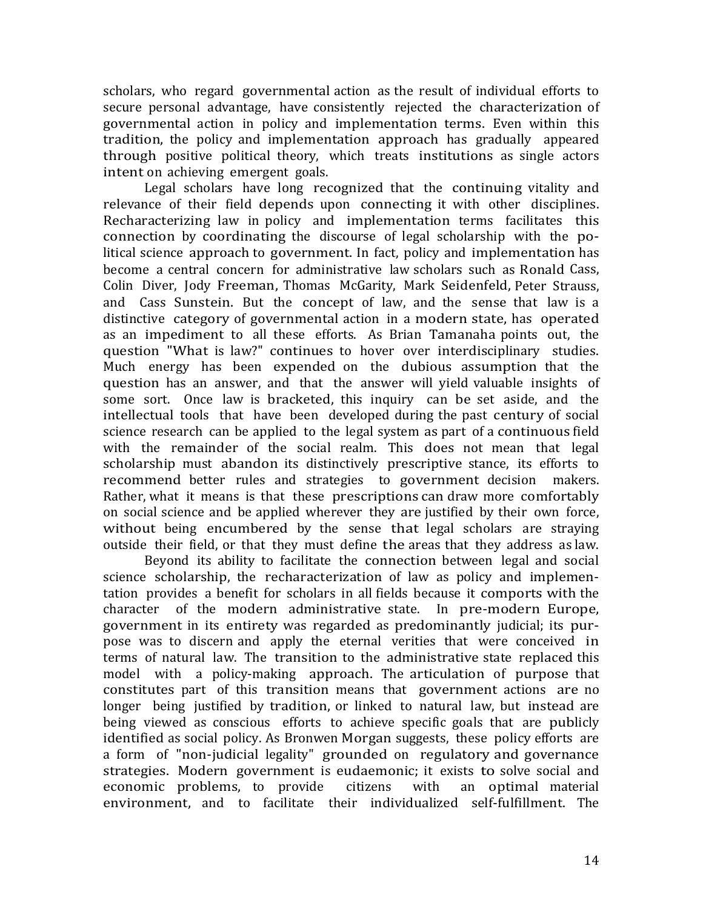scholars, who regard governmental action as the result of individual efforts to secure personal advantage, have consistently rejected the characterization of governmental action in policy and implementation terms. Even within this tradition, the policy and implementation approach has gradually appeared through positive political theory, which treats institutions as single actors intent on achieving emergent goals.

Legal scholars have long recognized that the continuing vitality and relevance of their field depends upon connecting it with other disciplines. Recharacterizing law in policy and implementation terms facilitates this connection by coordinating the discourse of legal scholarship with the political science approach to government. In fact, policy and implementation has become a central concern for administrative law scholars such as Ronald Cass, Colin Diver, Jody Freeman, Thomas McGarity, Mark Seidenfeld, Peter Strauss, and Cass Sunstein. But the concept of law, and the sense that law is a distinctive category of governmental action in a modern state, has operated as an impediment to all these efforts. As Brian Tamanaha points out, the question "What is law?" continues to hover over interdisciplinary studies. Much energy has been expended on the dubious assumption that the question has an answer, and that the answer will yield valuable insights of some sort. Once law is bracketed, this inquiry can be set aside, and the intellectual tools that have been developed during the past century of social science research can be applied to the legal system as part of a continuous field with the remainder of the social realm. This does not mean that legal scholarship must abandon its distinctively prescriptive stance, its efforts to recommend better rules and strategies to government decision makers. Rather, what it means is that these prescriptions can draw more comfortably on social science and be applied wherever they are justified by their own force, without being encumbered by the sense that legal scholars are straying outside their field, or that they must define the areas that they address as law.

Beyond its ability to facilitate the connection between legal and social science scholarship, the recharacterization of law as policy and implementation provides a benefit for scholars in all fields because it comports with the character of the modern administrative state. In pre-modern Europe, government in its entirety was regarded as predominantly judicial; its purpose was to discern and apply the eternal verities that were conceived in terms of natural law. The transition to the administrative state replaced this model with a policy-making approach. The articulation of purpose that constitutes part of this transition means that government actions are no longer being justified by tradition, or linked to natural law, but instead are being viewed as conscious efforts to achieve specific goals that are publicly identified as social policy. As Bronwen Morgan suggests, these policy efforts are a form of "non-judicial legality" grounded on regulatory and governance strategies. Modern government is eudaemonic; it exists to solve social and economic problems, to provide citizens with an optimal material environment, and to facilitate their individualized self-fulfillment. The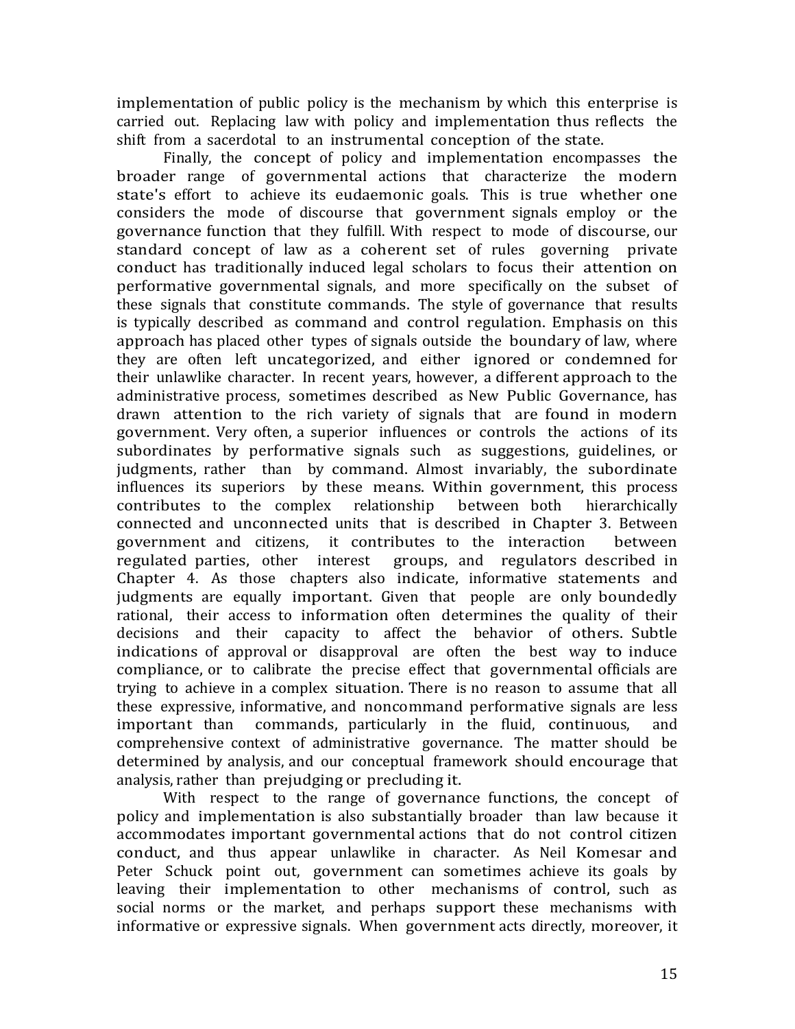implementation of public policy is the mechanism by which this enterprise is carried out. Replacing law with policy and implementation thus reflects the shift from a sacerdotal to an instrumental conception of the state.

Finally, the concept of policy and implementation encompasses the broader range of governmental actions that characterize the modern state's effort to achieve its eudaemonic goals. This is true whether one considers the mode of discourse that government signals employ or the governance function that they fulfill. With respect to mode of discourse, our standard concept of law as a coherent set of rules governing private conduct has traditionally induced legal scholars to focus their attention on performative governmental signals, and more specifically on the subset of these signals that constitute commands. The style of governance that results is typically described as command and control regulation. Emphasis on this approach has placed other types of signals outside the boundary of law, where they are often left uncategorized, and either ignored or condemned for their unlawlike character. In recent years, however, a different approach to the administrative process, sometimes described as New Public Governance, has drawn attention to the rich variety of signals that are found in modern government. Very often, a superior influences or controls the actions of its subordinates by performative signals such as suggestions, guidelines, or judgments, rather than by command. Almost invariably, the subordinate influences its superiors by these means. Within government, this process contributes to the complex relationship between both hierarchically connected and unconnected units that is described in Chapter 3. Between government and citizens, it contributes to the interaction between regulated parties, other interest groups, and regulators described in Chapter 4. As those chapters also indicate, informative statements and judgments are equally important. Given that people are only boundedly rational, their access to information often determines the quality of their decisions and their capacity to affect the behavior of others. Subtle indications of approval or disapproval are often the best way to induce compliance, or to calibrate the precise effect that governmental officials are trying to achieve in a complex situation. There is no reason to assume that all these expressive, informative, and noncommand performative signals are less important than commands, particularly in the fluid, continuous, and comprehensive context of administrative governance. The matter should be determined by analysis, and our conceptual framework should encourage that analysis, rather than prejudging or precluding it.

With respect to the range of governance functions, the concept of policy and implementation is also substantially broader than law because it accommodates important governmental actions that do not control citizen conduct, and thus appear unlawlike in character. As Neil Komesar and Peter Schuck point out, government can sometimes achieve its goals by leaving their implementation to other mechanisms of control, such as social norms or the market, and perhaps support these mechanisms with informative or expressive signals. When government acts directly, moreover, it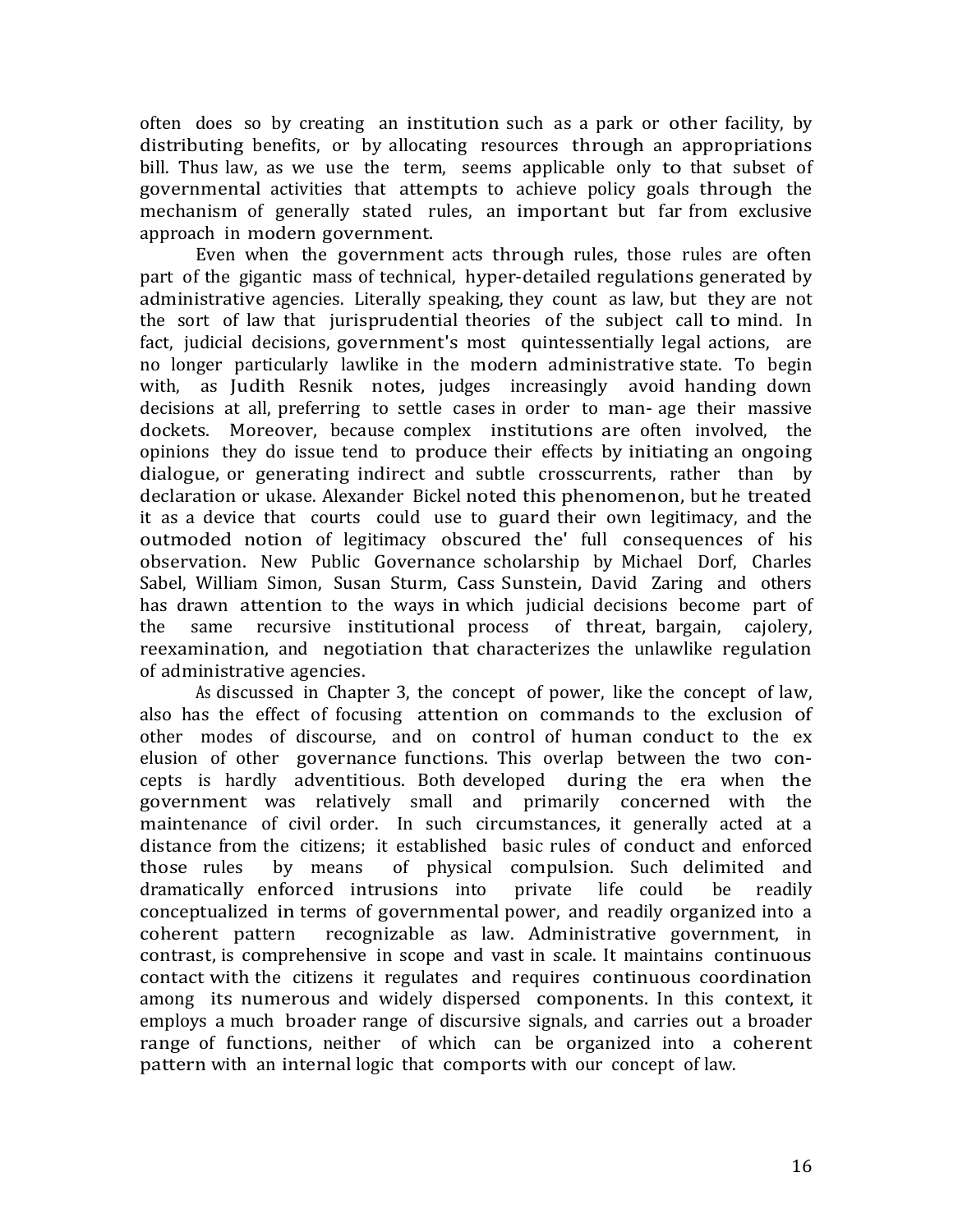often does so by creating an institution such as a park or other facility, by distributing benefits, or by allocating resources through an appropriations bill. Thus law, as we use the term, seems applicable only to that subset of governmental activities that attempts to achieve policy goals through the mechanism of generally stated rules, an important but far from exclusive approach in modern government.

Even when the government acts through rules, those rules are often part of the gigantic mass of technical, hyper-detailed regulations generated by administrative agencies. Literally speaking, they count as law, but they are not the sort of law that jurisprudential theories of the subject call to mind. In fact, judicial decisions, government's most quintessentially legal actions, are no longer particularly lawlike in the modern administrative state. To begin with, as Judith Resnik notes, judges increasingly avoid handing down decisions at all, preferring to settle cases in order to man- age their massive dockets. Moreover, because complex institutions are often involved, the opinions they do issue tend to produce their effects by initiating an ongoing dialogue, or generating indirect and subtle crosscurrents, rather than by declaration or ukase. Alexander Bickel noted this phenomenon, but he treated it as a device that courts could use to guard their own legitimacy, and the outmoded notion of legitimacy obscured the' full consequences of his observation. New Public Governance scholarship by Michael Dorf, Charles Sabel, William Simon, Susan Sturm, Cass Sunstein, David Zaring and others has drawn attention to the ways in which judicial decisions become part of the same recursive institutional process of threat, bargain, cajolery, reexamination, and negotiation that characterizes the unlawlike regulation of administrative agencies.

As discussed in Chapter 3, the concept of power, like the concept of law, also has the effect of focusing attention on commands to the exclusion of other modes of discourse, and on control of human conduct to the ex elusion of other governance functions. This overlap between the two con- cepts is hardly adventitious. Both developed during the era when the government was relatively small and primarily concerned with the maintenance of civil order. In such circumstances, it generally acted at a distance from the citizens; it established basic rules of conduct and enforced those rules by means of physical compulsion. Such delimited and dramatically enforced intrusions into private life could be readily conceptualized in terms of governmental power, and readily organized into a coherent pattern recognizable as law. Administrative government, in contrast, is comprehensive in scope and vast in scale. It maintains continuous contact with the citizens it regulates and requires continuous coordination among its numerous and widely dispersed components. In this context, it employs a much broader range of discursive signals, and carries out a broader range of functions, neither of which can be organized into a coherent pattern with an internal logic that comports with our concept of law.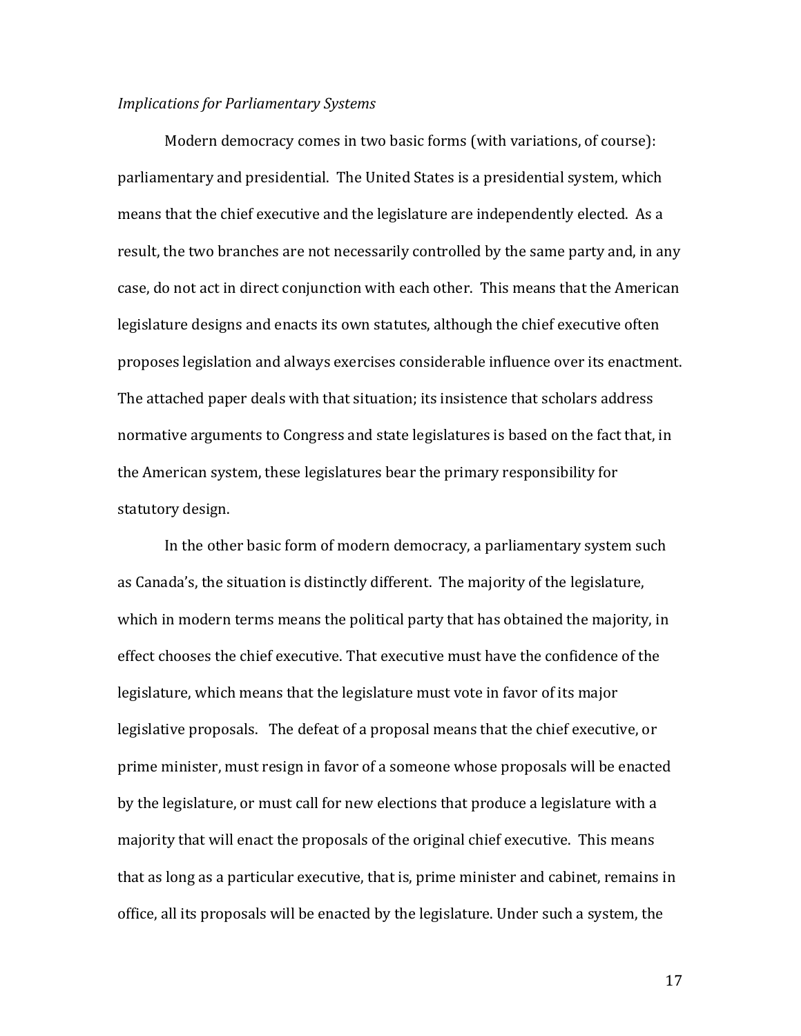*Implications for Parliamentary Systems*

Modern democracy comes in two basic forms (with variations, of course): parliamentary and presidential. The United States is a presidential system, which means that the chief executive and the legislature are independently elected. As a result, the two branches are not necessarily controlled by the same party and, in any case, do not act in direct conjunction with each other. This means that the American legislature designs and enacts its own statutes, although the chief executive often proposes legislation and always exercises considerable influence over its enactment. The attached paper deals with that situation; its insistence that scholars address normative arguments to Congress and state legislatures is based on the fact that, in the American system, these legislatures bear the primary responsibility for statutory design.

In the other basic form of modern democracy, a parliamentary system such as Canada's, the situation is distinctly different. The majority of the legislature, which in modern terms means the political party that has obtained the majority, in effect chooses the chief executive. That executive must have the confidence of the legislature, which means that the legislature must vote in favor of its major legislative proposals. The defeat of a proposal means that the chief executive, or prime minister, must resign in favor of a someone whose proposals will be enacted by the legislature, or must call for new elections that produce a legislature with a majority that will enact the proposals of the original chief executive. This means that as long as a particular executive, that is, prime minister and cabinet, remains in office, all its proposals will be enacted by the legislature. Under such a system, the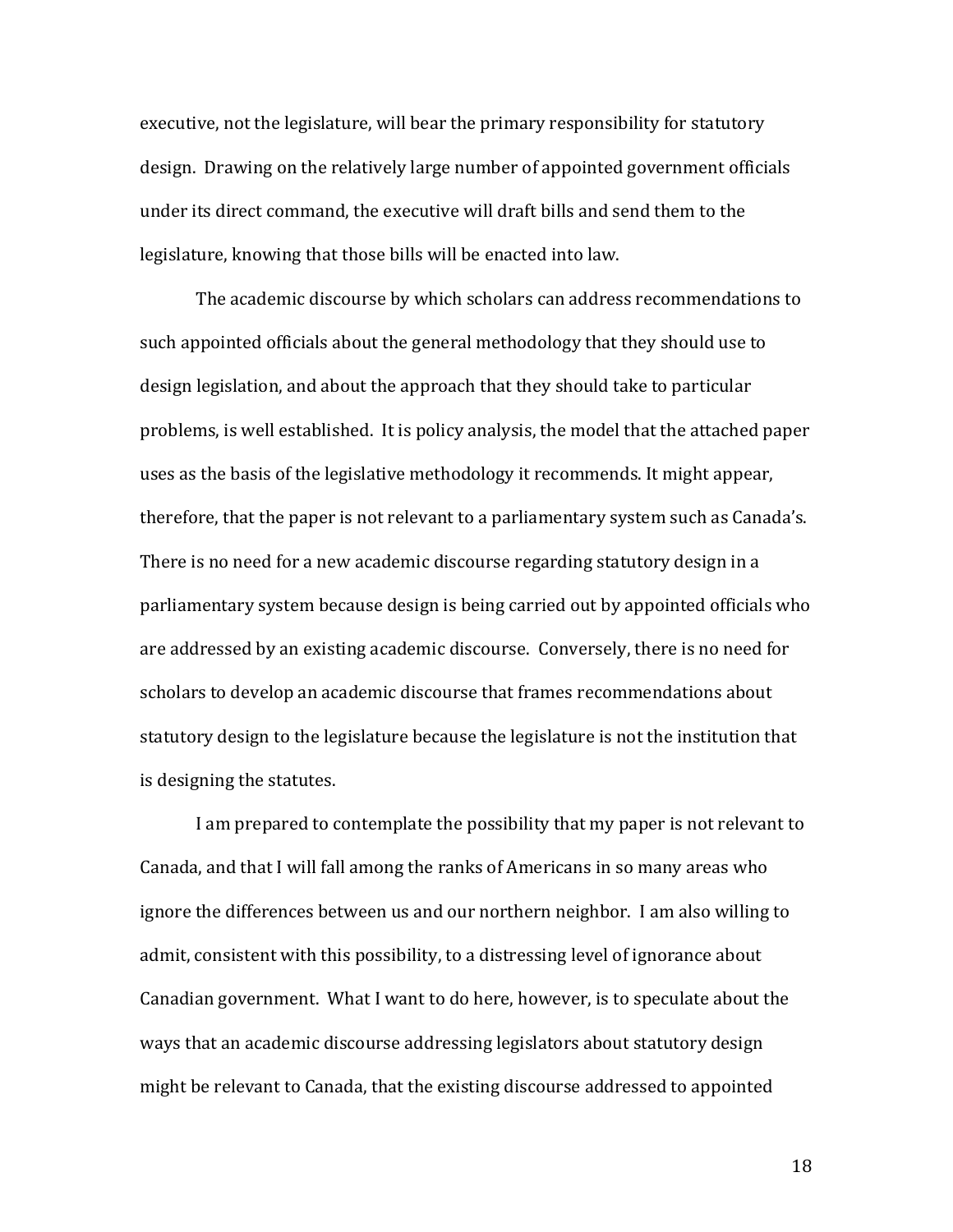executive, not the legislature, will bear the primary responsibility for statutory design. Drawing on the relatively large number of appointed government officials under its direct command, the executive will draft bills and send them to the legislature, knowing that those bills will be enacted into law.

The academic discourse by which scholars can address recommendations to such appointed officials about the general methodology that they should use to design legislation, and about the approach that they should take to particular problems, is well established. It is policy analysis, the model that the attached paper uses as the basis of the legislative methodology it recommends. It might appear, therefore, that the paper is not relevant to a parliamentary system such as Canada's. There is no need for a new academic discourse regarding statutory design in a parliamentary system because design is being carried out by appointed officials who are addressed by an existing academic discourse. Conversely, there is no need for scholars to develop an academic discourse that frames recommendations about statutory design to the legislature because the legislature is not the institution that is designing the statutes.

I am prepared to contemplate the possibility that my paper is not relevant to Canada, and that I will fall among the ranks of Americans in so many areas who ignore the differences between us and our northern neighbor. I am also willing to admit, consistent with this possibility, to a distressing level of ignorance about Canadian government. What I want to do here, however, is to speculate about the ways that an academic discourse addressing legislators about statutory design might be relevant to Canada, that the existing discourse addressed to appointed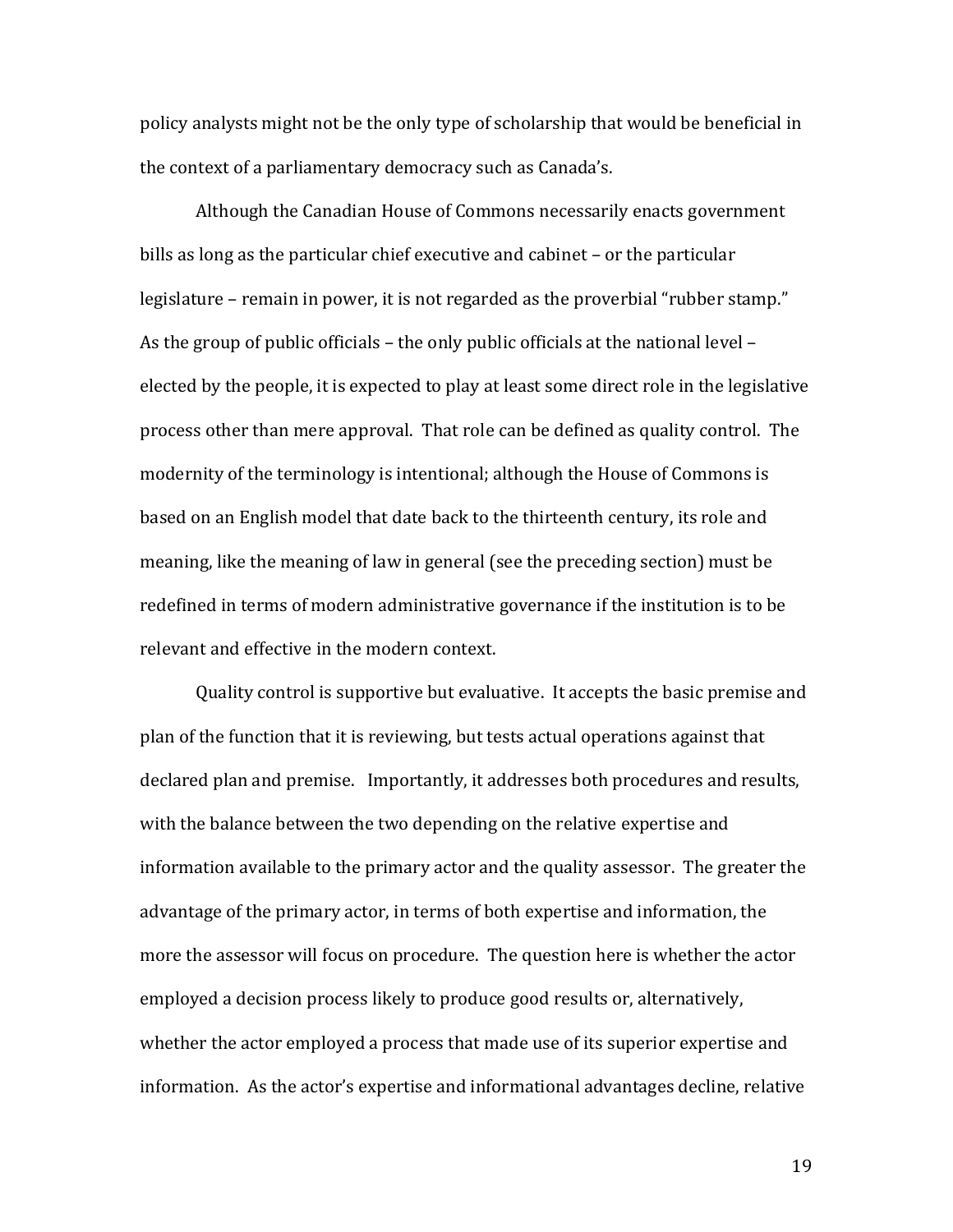policy analysts might not be the only type of scholarship that would be beneficial in the context of a parliamentary democracy such as Canada's.

Although the Canadian House of Commons necessarily enacts government bills as long as the particular chief executive and cabinet – or the particular legislature – remain in power, it is not regarded as the proverbial "rubber stamp." As the group of public officials – the only public officials at the national level – elected by the people, it is expected to play at least some direct role in the legislative process other than mere approval. That role can be defined as quality control. The modernity of the terminology is intentional; although the House of Commons is based on an English model that date back to the thirteenth century, its role and meaning, like the meaning of law in general (see the preceding section) must be redefined in terms of modern administrative governance if the institution is to be relevant and effective in the modern context.

Quality control is supportive but evaluative. It accepts the basic premise and plan of the function that it is reviewing, but tests actual operations against that declared plan and premise. Importantly, it addresses both procedures and results, with the balance between the two depending on the relative expertise and information available to the primary actor and the quality assessor. The greater the advantage of the primary actor, in terms of both expertise and information, the more the assessor will focus on procedure. The question here is whether the actor employed a decision process likely to produce good results or, alternatively, whether the actor employed a process that made use of its superior expertise and information. As the actor's expertise and informational advantages decline, relative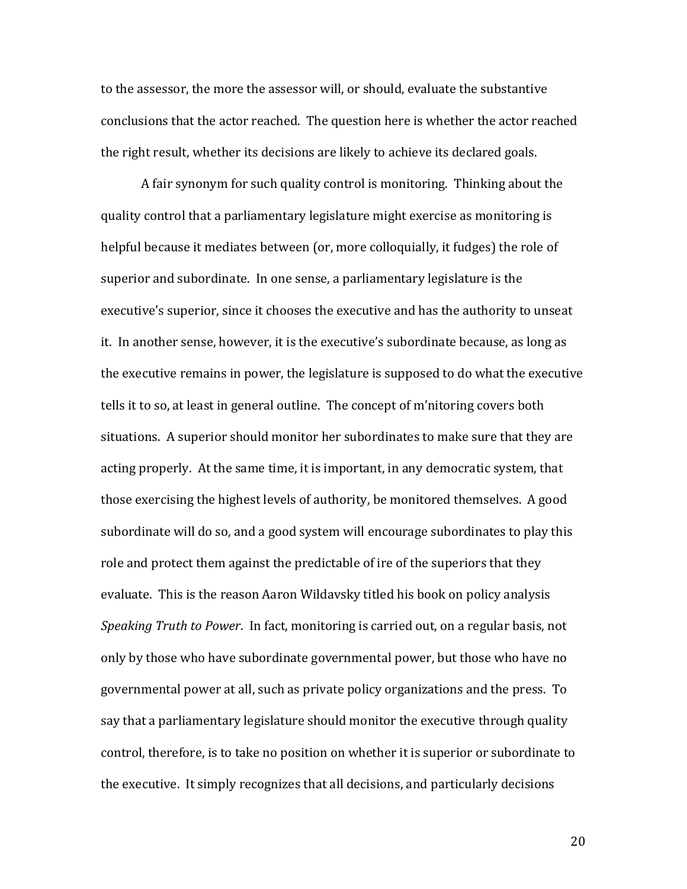to the assessor, the more the assessor will, or should, evaluate the substantive conclusions that the actor reached. The question here is whether the actor reached the right result, whether its decisions are likely to achieve its declared goals.

A fair synonym for such quality control is monitoring. Thinking about the quality control that a parliamentary legislature might exercise as monitoring is helpful because it mediates between (or, more colloquially, it fudges) the role of superior and subordinate. In one sense, a parliamentary legislature is the executive's superior, since it chooses the executive and has the authority to unseat it. In another sense, however, it is the executive's subordinate because, as long as the executive remains in power, the legislature is supposed to do what the executive tells it to so, at least in general outline. The concept of m'nitoring covers both situations. A superior should monitor her subordinates to make sure that they are acting properly. At the same time, it is important, in any democratic system, that those exercising the highest levels of authority, be monitored themselves. A good subordinate will do so, and a good system will encourage subordinates to play this role and protect them against the predictable of ire of the superiors that they evaluate. This is the reason Aaron Wildavsky titled his book on policy analysis *Speaking Truth to Power*. In fact, monitoring is carried out, on a regular basis, not only by those who have subordinate governmental power, but those who have no governmental power at all, such as private policy organizations and the press. To say that a parliamentary legislature should monitor the executive through quality control, therefore, is to take no position on whether it is superior or subordinate to the executive. It simply recognizes that all decisions, and particularly decisions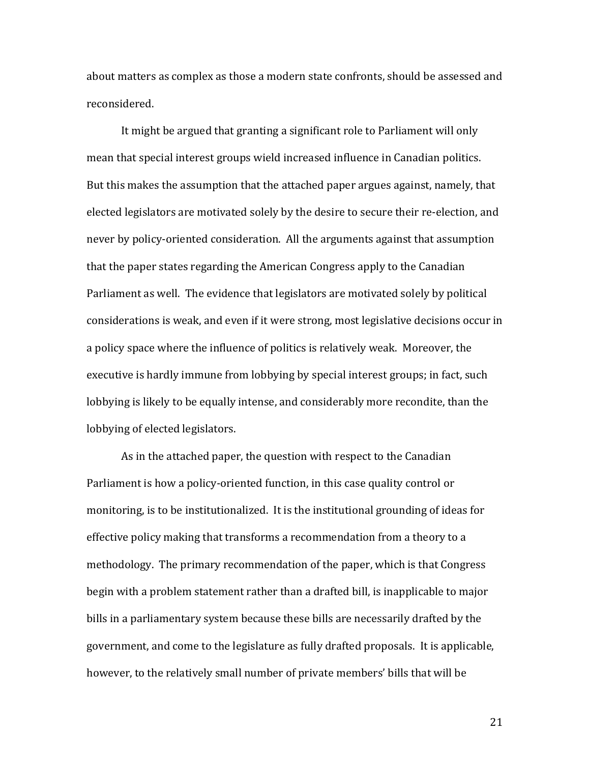about matters as complex as those a modern state confronts, should be assessed and reconsidered.

It might be argued that granting a significant role to Parliament will only mean that special interest groups wield increased influence in Canadian politics. But this makes the assumption that the attached paper argues against, namely, that elected legislators are motivated solely by the desire to secure their re-election, and never by policy-oriented consideration. All the arguments against that assumption that the paper states regarding the American Congress apply to the Canadian Parliament as well. The evidence that legislators are motivated solely by political considerations is weak, and even if it were strong, most legislative decisions occur in a policy space where the influence of politics is relatively weak. Moreover, the executive is hardly immune from lobbying by special interest groups; in fact, such lobbying is likely to be equally intense, and considerably more recondite, than the lobbying of elected legislators.

As in the attached paper, the question with respect to the Canadian Parliament is how a policy-oriented function, in this case quality control or monitoring, is to be institutionalized. It is the institutional grounding of ideas for effective policy making that transforms a recommendation from a theory to a methodology. The primary recommendation of the paper, which is that Congress begin with a problem statement rather than a drafted bill, is inapplicable to major bills in a parliamentary system because these bills are necessarily drafted by the government, and come to the legislature as fully drafted proposals. It is applicable, however, to the relatively small number of private members' bills that will be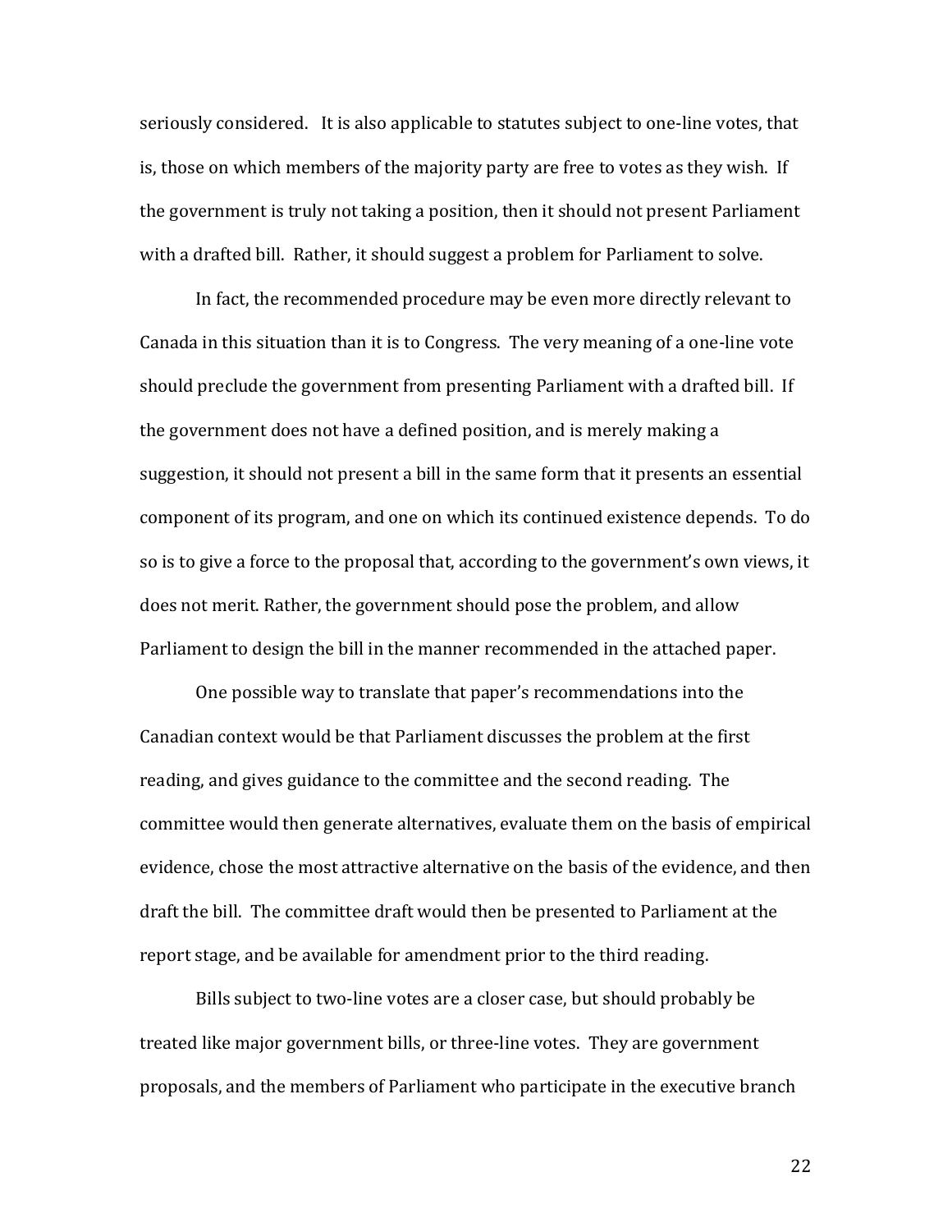seriously considered. It is also applicable to statutes subject to one-line votes, that is, those on which members of the majority party are free to votes as they wish. If the government is truly not taking a position, then it should not present Parliament with a drafted bill. Rather, it should suggest a problem for Parliament to solve.

In fact, the recommended procedure may be even more directly relevant to Canada in this situation than it is to Congress. The very meaning of a one-line vote should preclude the government from presenting Parliament with a drafted bill. If the government does not have a defined position, and is merely making a suggestion, it should not present a bill in the same form that it presents an essential component of its program, and one on which its continued existence depends. To do so is to give a force to the proposal that, according to the government's own views, it does not merit. Rather, the government should pose the problem, and allow Parliament to design the bill in the manner recommended in the attached paper.

One possible way to translate that paper's recommendations into the Canadian context would be that Parliament discusses the problem at the first reading, and gives guidance to the committee and the second reading. The committee would then generate alternatives, evaluate them on the basis of empirical evidence, chose the most attractive alternative on the basis of the evidence, and then draft the bill. The committee draft would then be presented to Parliament at the report stage, and be available for amendment prior to the third reading.

Bills subject to two-line votes are a closer case, but should probably be treated like major government bills, or three-line votes. They are government proposals, and the members of Parliament who participate in the executive branch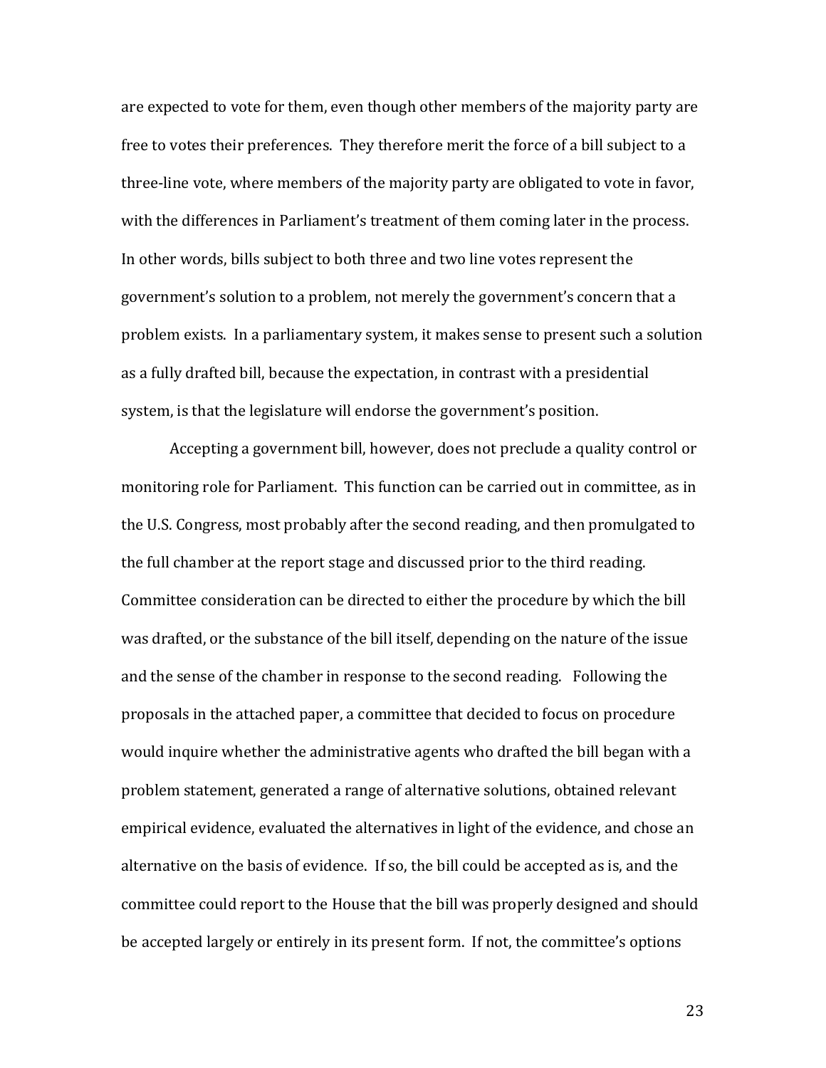are expected to vote for them, even though other members of the majority party are free to votes their preferences. They therefore merit the force of a bill subject to a three-line vote, where members of the majority party are obligated to vote in favor, with the differences in Parliament's treatment of them coming later in the process. In other words, bills subject to both three and two line votes represent the government's solution to a problem, not merely the government's concern that a problem exists. In a parliamentary system, it makes sense to present such a solution as a fully drafted bill, because the expectation, in contrast with a presidential system, is that the legislature will endorse the government's position.

Accepting a government bill, however, does not preclude a quality control or monitoring role for Parliament. This function can be carried out in committee, as in the U.S. Congress, most probably after the second reading, and then promulgated to the full chamber at the report stage and discussed prior to the third reading. Committee consideration can be directed to either the procedure by which the bill was drafted, or the substance of the bill itself, depending on the nature of the issue and the sense of the chamber in response to the second reading. Following the proposals in the attached paper, a committee that decided to focus on procedure would inquire whether the administrative agents who drafted the bill began with a problem statement, generated a range of alternative solutions, obtained relevant empirical evidence, evaluated the alternatives in light of the evidence, and chose an alternative on the basis of evidence. If so, the bill could be accepted as is, and the committee could report to the House that the bill was properly designed and should be accepted largely or entirely in its present form. If not, the committee's options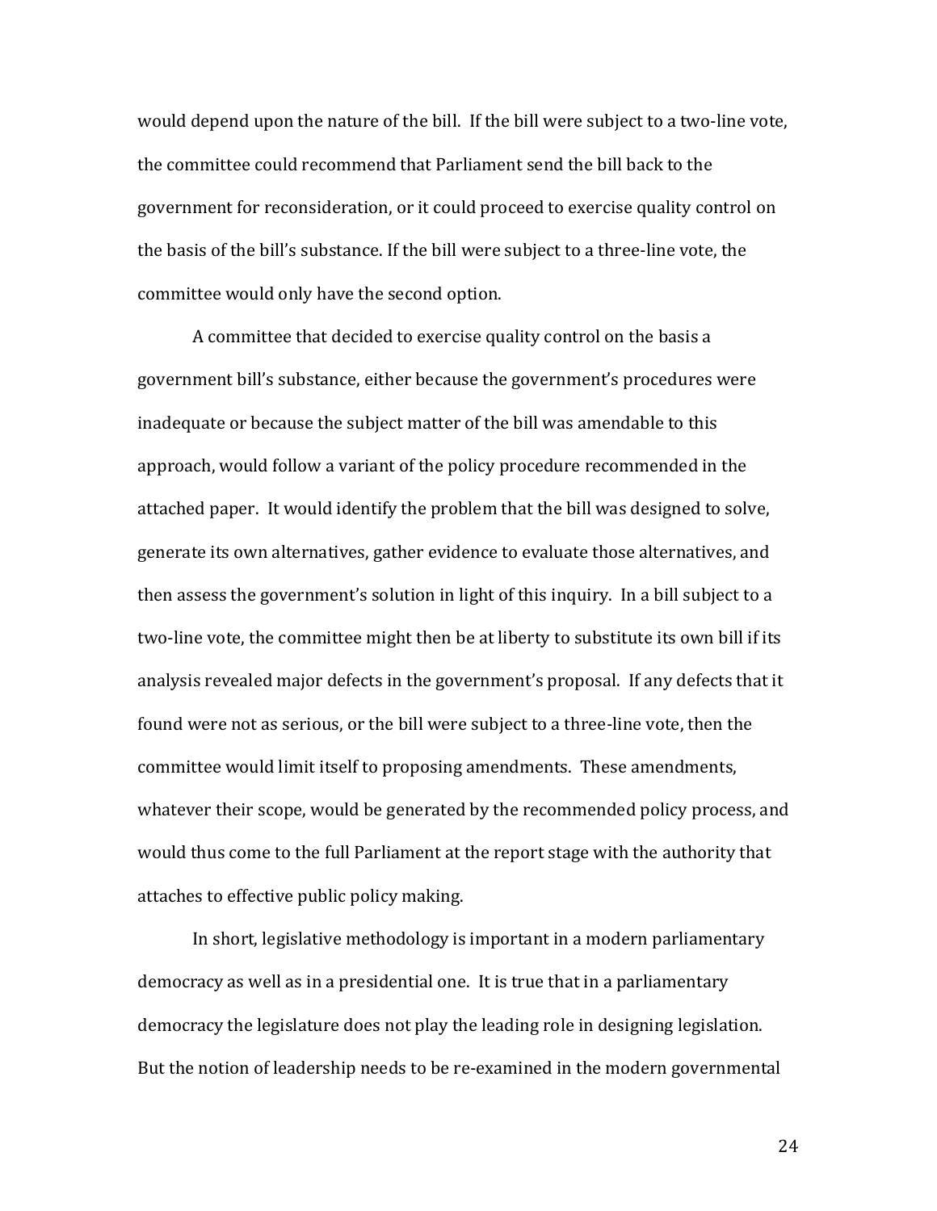would depend upon the nature of the bill. If the bill were subject to a two-line vote, the committee could recommend that Parliament send the bill back to the government for reconsideration, or it could proceed to exercise quality control on the basis of the bill's substance. If the bill were subject to a three-line vote, the committee would only have the second option.

A committee that decided to exercise quality control on the basis a government bill's substance, either because the government's procedures were inadequate or because the subject matter of the bill was amendable to this approach, would follow a variant of the policy procedure recommended in the attached paper. It would identify the problem that the bill was designed to solve, generate its own alternatives, gather evidence to evaluate those alternatives, and then assess the government's solution in light of this inquiry. In a bill subject to a two-line vote, the committee might then be at liberty to substitute its own bill if its analysis revealed major defects in the government's proposal. If any defects that it found were not as serious, or the bill were subject to a three-line vote, then the committee would limit itself to proposing amendments. These amendments, whatever their scope, would be generated by the recommended policy process, and would thus come to the full Parliament at the report stage with the authority that attaches to effective public policy making.

In short, legislative methodology is important in a modern parliamentary democracy as well as in a presidential one. It is true that in a parliamentary democracy the legislature does not play the leading role in designing legislation. But the notion of leadership needs to be re-examined in the modern governmental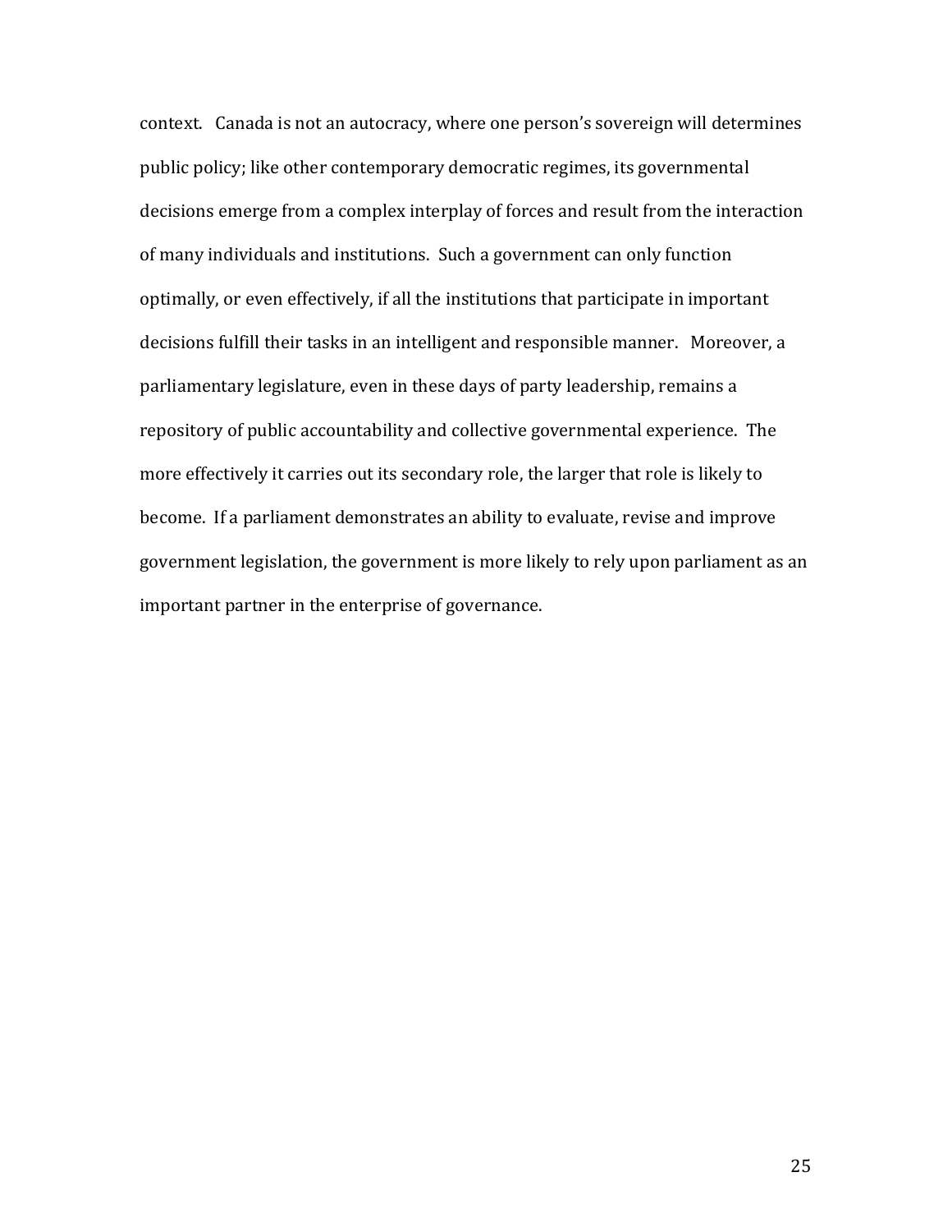context. Canada is not an autocracy, where one person's sovereign will determines public policy; like other contemporary democratic regimes, its governmental decisions emerge from a complex interplay of forces and result from the interaction of many individuals and institutions. Such a government can only function optimally, or even effectively, if all the institutions that participate in important decisions fulfill their tasks in an intelligent and responsible manner. Moreover, a parliamentary legislature, even in these days of party leadership, remains a repository of public accountability and collective governmental experience. The more effectively it carries out its secondary role, the larger that role is likely to become. If a parliament demonstrates an ability to evaluate, revise and improve government legislation, the government is more likely to rely upon parliament as an important partner in the enterprise of governance.